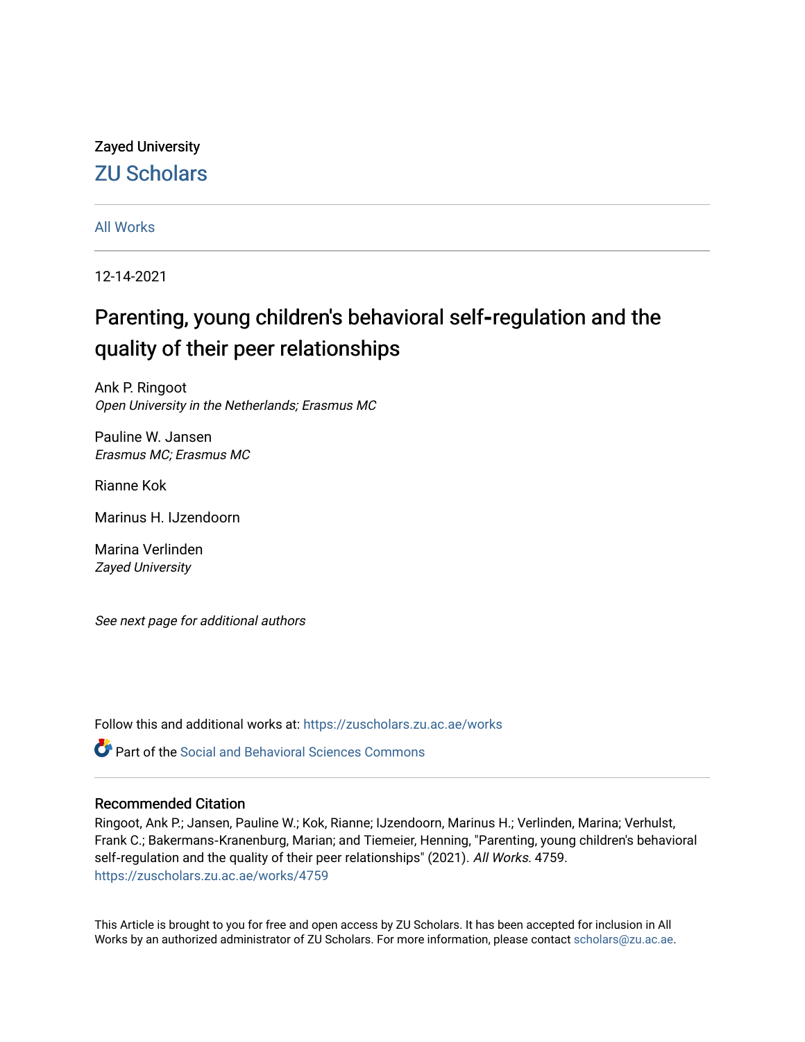Zayed University

ZU Scholars

All Works

12-14-2021

# Parenting, young children's behavioral self-regulation and the quality of their peer relationships

Ank P. Ringoot
*Open University in the Netherlands; Erasmus MC*

Pauline W. Jansen
*Erasmus MC; Erasmus MC*

Rianne Kok

Marinus H. IJzendoorn

Marina Verlinden
*Zayed University*

*See next page for additional authors*

Follow this and additional works at: https://zuscholars.zu.ac.ae/works

Part of the Social and Behavioral Sciences Commons

## Recommended Citation

Ringoot, Ank P.; Jansen, Pauline W.; Kok, Rianne; IJzendoorn, Marinus H.; Verlinden, Marina; Verhulst, Frank C.; Bakermans-Kranenburg, Marian; and Tiemeier, Henning, "Parenting, young children's behavioral self-regulation and the quality of their peer relationships" (2021). *All Works*. 4759.
https://zuscholars.zu.ac.ae/works/4759

This Article is brought to you for free and open access by ZU Scholars. It has been accepted for inclusion in All Works by an authorized administrator of ZU Scholars. For more information, please contact scholars@zu.ac.ae.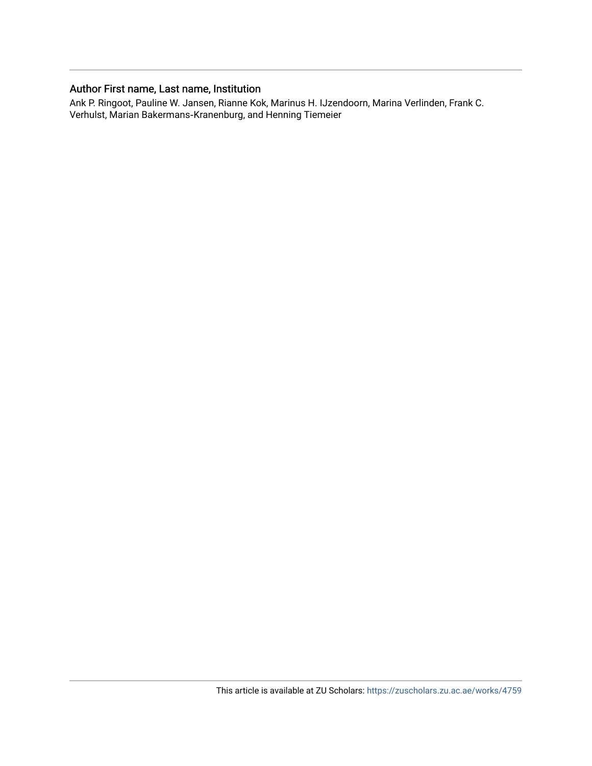## Author First name, Last name, Institution

Ank P. Ringoot, Pauline W. Jansen, Rianne Kok, Marinus H. IJzendoorn, Marina Verlinden, Frank C. Verhulst, Marian Bakermans-Kranenburg, and Henning Tiemeier

This article is available at ZU Scholars: https://zuscholars.zu.ac.ae/works/4759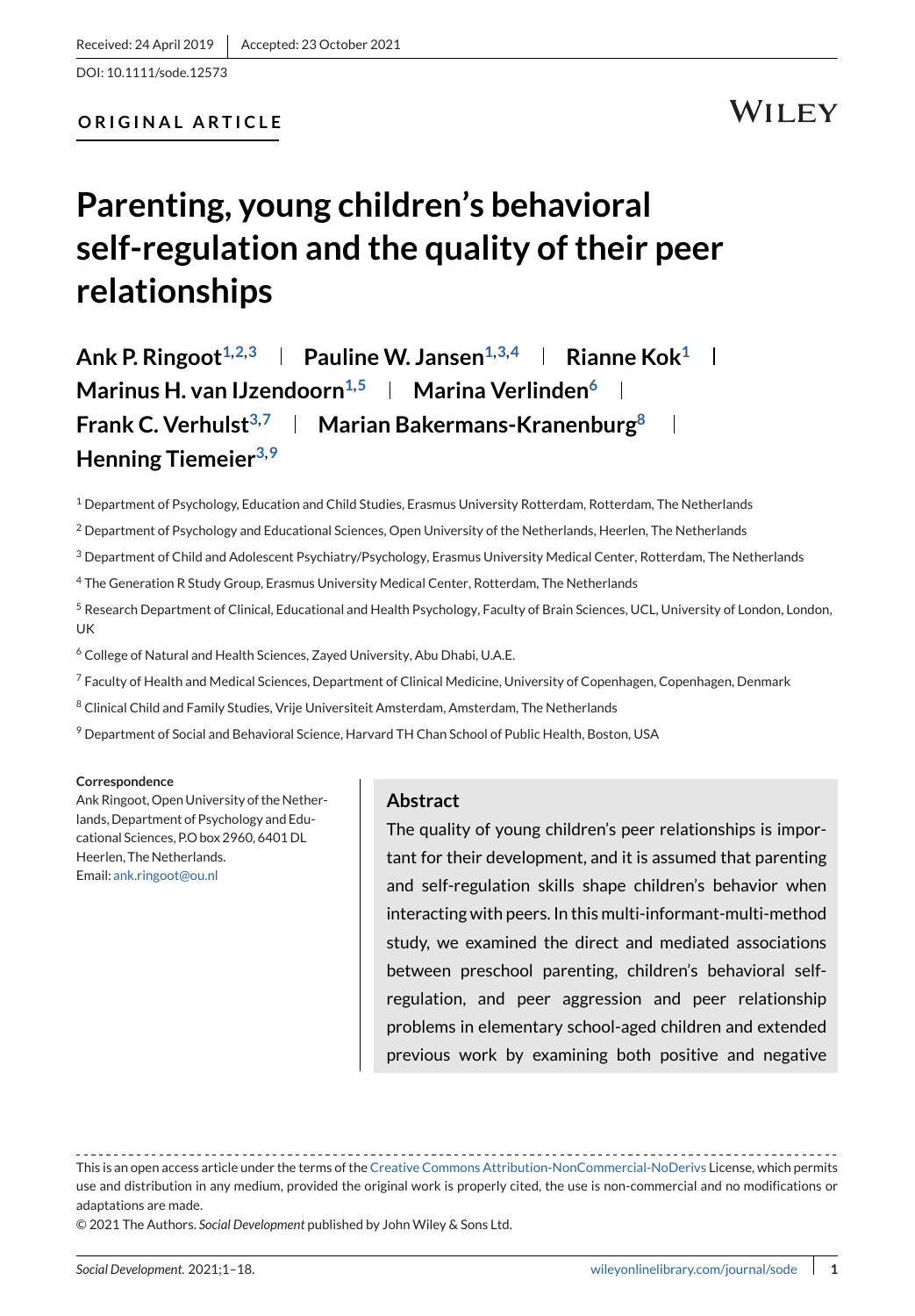Received: 24 April 2019 | Accepted: 23 October 2021

DOI: 10.1111/sode.12573

ORIGINAL ARTICLE

# Parenting, young children's behavioral self-regulation and the quality of their peer relationships

**Ank P. Ringoot**[1,2,3] | **Pauline W. Jansen**[1,3,4] | **Rianne Kok**[1] | **Marinus H. van IJzendoorn**[1,5] | **Marina Verlinden**[6] | **Frank C. Verhulst**[3,7] | **Marian Bakermans-Kranenburg**[8] | **Henning Tiemeier**[3,9]

[1] Department of Psychology, Education and Child Studies, Erasmus University Rotterdam, Rotterdam, The Netherlands

[2] Department of Psychology and Educational Sciences, Open University of the Netherlands, Heerlen, The Netherlands

[3] Department of Child and Adolescent Psychiatry/Psychology, Erasmus University Medical Center, Rotterdam, The Netherlands

[4] The Generation R Study Group, Erasmus University Medical Center, Rotterdam, The Netherlands

[5] Research Department of Clinical, Educational and Health Psychology, Faculty of Brain Sciences, UCL, University of London, London, UK

[6] College of Natural and Health Sciences, Zayed University, Abu Dhabi, U.A.E.

[7] Faculty of Health and Medical Sciences, Department of Clinical Medicine, University of Copenhagen, Copenhagen, Denmark

[8] Clinical Child and Family Studies, Vrije Universiteit Amsterdam, Amsterdam, The Netherlands

[9] Department of Social and Behavioral Science, Harvard TH Chan School of Public Health, Boston, USA

**Correspondence**

Ank Ringoot, Open University of the Netherlands, Department of Psychology and Educational Sciences, P.O box 2960, 6401 DL Heerlen, The Netherlands.
Email: ank.ringoot@ou.nl

## Abstract

The quality of young children's peer relationships is important for their development, and it is assumed that parenting and self-regulation skills shape children's behavior when interacting with peers. In this multi-informant-multi-method study, we examined the direct and mediated associations between preschool parenting, children's behavioral self-regulation, and peer aggression and peer relationship problems in elementary school-aged children and extended previous work by examining both positive and negative

This is an open access article under the terms of the Creative Commons Attribution-NonCommercial-NoDerivs License, which permits use and distribution in any medium, provided the original work is properly cited, the use is non-commercial and no modifications or adaptations are made.

© 2021 The Authors. *Social Development* published by John Wiley & Sons Ltd.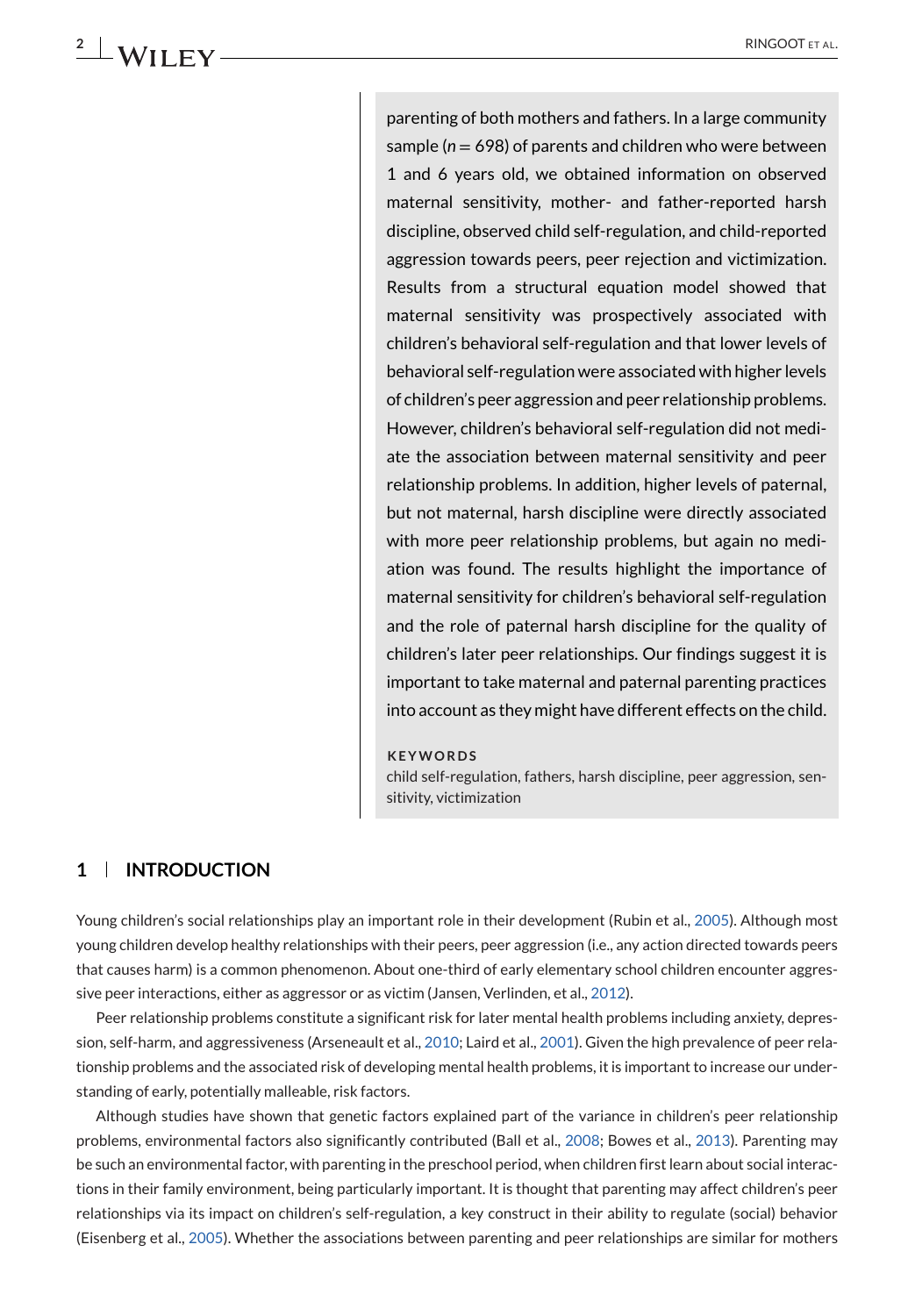parenting of both mothers and fathers. In a large community sample (*n* = 698) of parents and children who were between 1 and 6 years old, we obtained information on observed maternal sensitivity, mother- and father-reported harsh discipline, observed child self-regulation, and child-reported aggression towards peers, peer rejection and victimization. Results from a structural equation model showed that maternal sensitivity was prospectively associated with children's behavioral self-regulation and that lower levels of behavioral self-regulation were associated with higher levels of children's peer aggression and peer relationship problems. However, children's behavioral self-regulation did not mediate the association between maternal sensitivity and peer relationship problems. In addition, higher levels of paternal, but not maternal, harsh discipline were directly associated with more peer relationship problems, but again no mediation was found. The results highlight the importance of maternal sensitivity for children's behavioral self-regulation and the role of paternal harsh discipline for the quality of children's later peer relationships. Our findings suggest it is important to take maternal and paternal parenting practices into account as they might have different effects on the child.

**KEYWORDS**

child self-regulation, fathers, harsh discipline, peer aggression, sensitivity, victimization

## 1 | INTRODUCTION

Young children's social relationships play an important role in their development (Rubin et al., 2005). Although most young children develop healthy relationships with their peers, peer aggression (i.e., any action directed towards peers that causes harm) is a common phenomenon. About one-third of early elementary school children encounter aggressive peer interactions, either as aggressor or as victim (Jansen, Verlinden, et al., 2012).

Peer relationship problems constitute a significant risk for later mental health problems including anxiety, depression, self-harm, and aggressiveness (Arseneault et al., 2010; Laird et al., 2001). Given the high prevalence of peer relationship problems and the associated risk of developing mental health problems, it is important to increase our understanding of early, potentially malleable, risk factors.

Although studies have shown that genetic factors explained part of the variance in children's peer relationship problems, environmental factors also significantly contributed (Ball et al., 2008; Bowes et al., 2013). Parenting may be such an environmental factor, with parenting in the preschool period, when children first learn about social interactions in their family environment, being particularly important. It is thought that parenting may affect children's peer relationships via its impact on children's self-regulation, a key construct in their ability to regulate (social) behavior (Eisenberg et al., 2005). Whether the associations between parenting and peer relationships are similar for mothers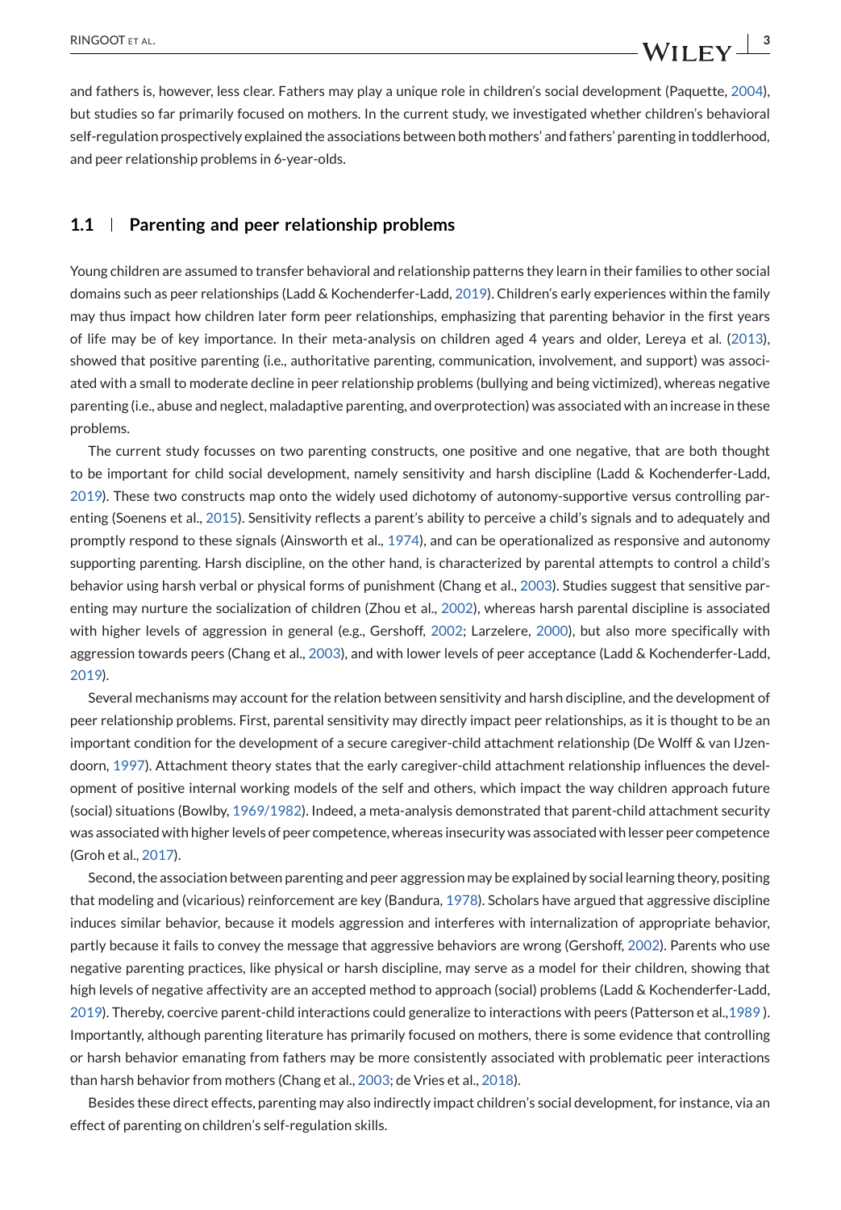and fathers is, however, less clear. Fathers may play a unique role in children's social development (Paquette, 2004), but studies so far primarily focused on mothers. In the current study, we investigated whether children's behavioral self-regulation prospectively explained the associations between both mothers' and fathers' parenting in toddlerhood, and peer relationship problems in 6-year-olds.

## 1.1 | Parenting and peer relationship problems

Young children are assumed to transfer behavioral and relationship patterns they learn in their families to other social domains such as peer relationships (Ladd & Kochenderfer-Ladd, 2019). Children's early experiences within the family may thus impact how children later form peer relationships, emphasizing that parenting behavior in the first years of life may be of key importance. In their meta-analysis on children aged 4 years and older, Lereya et al. (2013), showed that positive parenting (i.e., authoritative parenting, communication, involvement, and support) was associated with a small to moderate decline in peer relationship problems (bullying and being victimized), whereas negative parenting (i.e., abuse and neglect, maladaptive parenting, and overprotection) was associated with an increase in these problems.

The current study focusses on two parenting constructs, one positive and one negative, that are both thought to be important for child social development, namely sensitivity and harsh discipline (Ladd & Kochenderfer-Ladd, 2019). These two constructs map onto the widely used dichotomy of autonomy-supportive versus controlling parenting (Soenens et al., 2015). Sensitivity reflects a parent's ability to perceive a child's signals and to adequately and promptly respond to these signals (Ainsworth et al., 1974), and can be operationalized as responsive and autonomy supporting parenting. Harsh discipline, on the other hand, is characterized by parental attempts to control a child's behavior using harsh verbal or physical forms of punishment (Chang et al., 2003). Studies suggest that sensitive parenting may nurture the socialization of children (Zhou et al., 2002), whereas harsh parental discipline is associated with higher levels of aggression in general (e.g., Gershoff, 2002; Larzelere, 2000), but also more specifically with aggression towards peers (Chang et al., 2003), and with lower levels of peer acceptance (Ladd & Kochenderfer-Ladd, 2019).

Several mechanisms may account for the relation between sensitivity and harsh discipline, and the development of peer relationship problems. First, parental sensitivity may directly impact peer relationships, as it is thought to be an important condition for the development of a secure caregiver-child attachment relationship (De Wolff & van IJzendoorn, 1997). Attachment theory states that the early caregiver-child attachment relationship influences the development of positive internal working models of the self and others, which impact the way children approach future (social) situations (Bowlby, 1969/1982). Indeed, a meta-analysis demonstrated that parent-child attachment security was associated with higher levels of peer competence, whereas insecurity was associated with lesser peer competence (Groh et al., 2017).

Second, the association between parenting and peer aggression may be explained by social learning theory, positing that modeling and (vicarious) reinforcement are key (Bandura, 1978). Scholars have argued that aggressive discipline induces similar behavior, because it models aggression and interferes with internalization of appropriate behavior, partly because it fails to convey the message that aggressive behaviors are wrong (Gershoff, 2002). Parents who use negative parenting practices, like physical or harsh discipline, may serve as a model for their children, showing that high levels of negative affectivity are an accepted method to approach (social) problems (Ladd & Kochenderfer-Ladd, 2019). Thereby, coercive parent-child interactions could generalize to interactions with peers (Patterson et al.,1989). Importantly, although parenting literature has primarily focused on mothers, there is some evidence that controlling or harsh behavior emanating from fathers may be more consistently associated with problematic peer interactions than harsh behavior from mothers (Chang et al., 2003; de Vries et al., 2018).

Besides these direct effects, parenting may also indirectly impact children's social development, for instance, via an effect of parenting on children's self-regulation skills.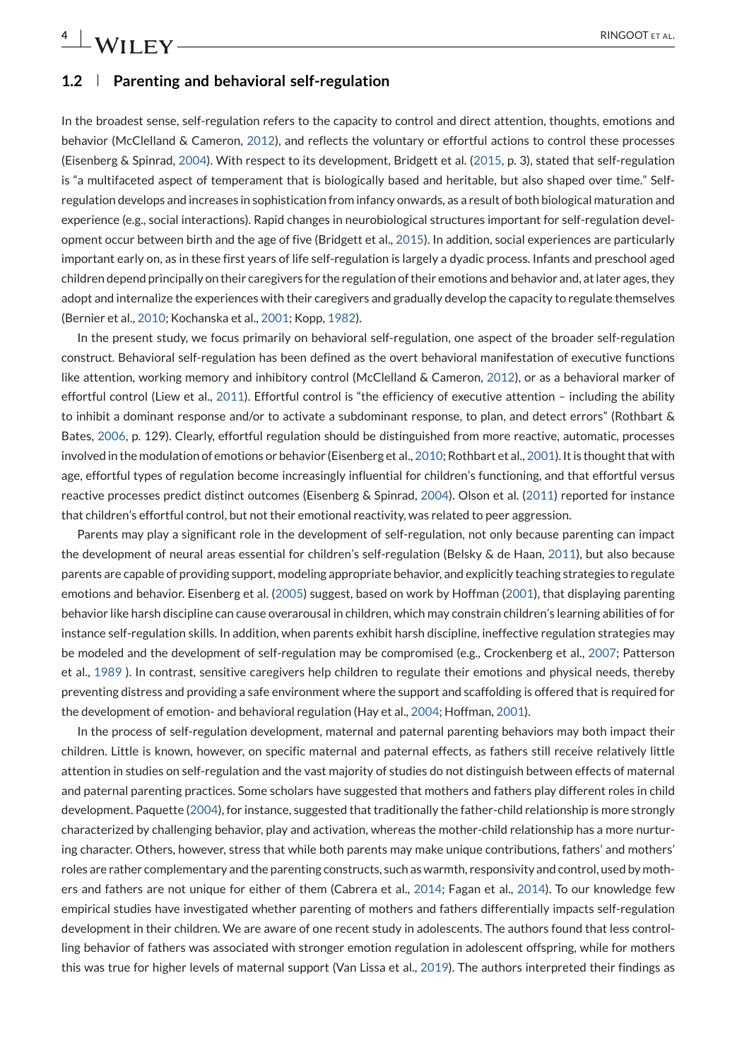### 1.2 | Parenting and behavioral self-regulation

In the broadest sense, self-regulation refers to the capacity to control and direct attention, thoughts, emotions and behavior (McClelland & Cameron, 2012), and reflects the voluntary or effortful actions to control these processes (Eisenberg & Spinrad, 2004). With respect to its development, Bridgett et al. (2015, p. 3), stated that self-regulation is "a multifaceted aspect of temperament that is biologically based and heritable, but also shaped over time." Self-regulation develops and increases in sophistication from infancy onwards, as a result of both biological maturation and experience (e.g., social interactions). Rapid changes in neurobiological structures important for self-regulation development occur between birth and the age of five (Bridgett et al., 2015). In addition, social experiences are particularly important early on, as in these first years of life self-regulation is largely a dyadic process. Infants and preschool aged children depend principally on their caregivers for the regulation of their emotions and behavior and, at later ages, they adopt and internalize the experiences with their caregivers and gradually develop the capacity to regulate themselves (Bernier et al., 2010; Kochanska et al., 2001; Kopp, 1982).

In the present study, we focus primarily on behavioral self-regulation, one aspect of the broader self-regulation construct. Behavioral self-regulation has been defined as the overt behavioral manifestation of executive functions like attention, working memory and inhibitory control (McClelland & Cameron, 2012), or as a behavioral marker of effortful control (Liew et al., 2011). Effortful control is "the efficiency of executive attention – including the ability to inhibit a dominant response and/or to activate a subdominant response, to plan, and detect errors" (Rothbart & Bates, 2006, p. 129). Clearly, effortful regulation should be distinguished from more reactive, automatic, processes involved in the modulation of emotions or behavior (Eisenberg et al., 2010; Rothbart et al., 2001). It is thought that with age, effortful types of regulation become increasingly influential for children's functioning, and that effortful versus reactive processes predict distinct outcomes (Eisenberg & Spinrad, 2004). Olson et al. (2011) reported for instance that children's effortful control, but not their emotional reactivity, was related to peer aggression.

Parents may play a significant role in the development of self-regulation, not only because parenting can impact the development of neural areas essential for children's self-regulation (Belsky & de Haan, 2011), but also because parents are capable of providing support, modeling appropriate behavior, and explicitly teaching strategies to regulate emotions and behavior. Eisenberg et al. (2005) suggest, based on work by Hoffman (2001), that displaying parenting behavior like harsh discipline can cause overarousal in children, which may constrain children's learning abilities of for instance self-regulation skills. In addition, when parents exhibit harsh discipline, ineffective regulation strategies may be modeled and the development of self-regulation may be compromised (e.g., Crockenberg et al., 2007; Patterson et al., 1989 ). In contrast, sensitive caregivers help children to regulate their emotions and physical needs, thereby preventing distress and providing a safe environment where the support and scaffolding is offered that is required for the development of emotion- and behavioral regulation (Hay et al., 2004; Hoffman, 2001).

In the process of self-regulation development, maternal and paternal parenting behaviors may both impact their children. Little is known, however, on specific maternal and paternal effects, as fathers still receive relatively little attention in studies on self-regulation and the vast majority of studies do not distinguish between effects of maternal and paternal parenting practices. Some scholars have suggested that mothers and fathers play different roles in child development. Paquette (2004), for instance, suggested that traditionally the father-child relationship is more strongly characterized by challenging behavior, play and activation, whereas the mother-child relationship has a more nurturing character. Others, however, stress that while both parents may make unique contributions, fathers' and mothers' roles are rather complementary and the parenting constructs, such as warmth, responsivity and control, used by mothers and fathers are not unique for either of them (Cabrera et al., 2014; Fagan et al., 2014). To our knowledge few empirical studies have investigated whether parenting of mothers and fathers differentially impacts self-regulation development in their children. We are aware of one recent study in adolescents. The authors found that less controlling behavior of fathers was associated with stronger emotion regulation in adolescent offspring, while for mothers this was true for higher levels of maternal support (Van Lissa et al., 2019). The authors interpreted their findings as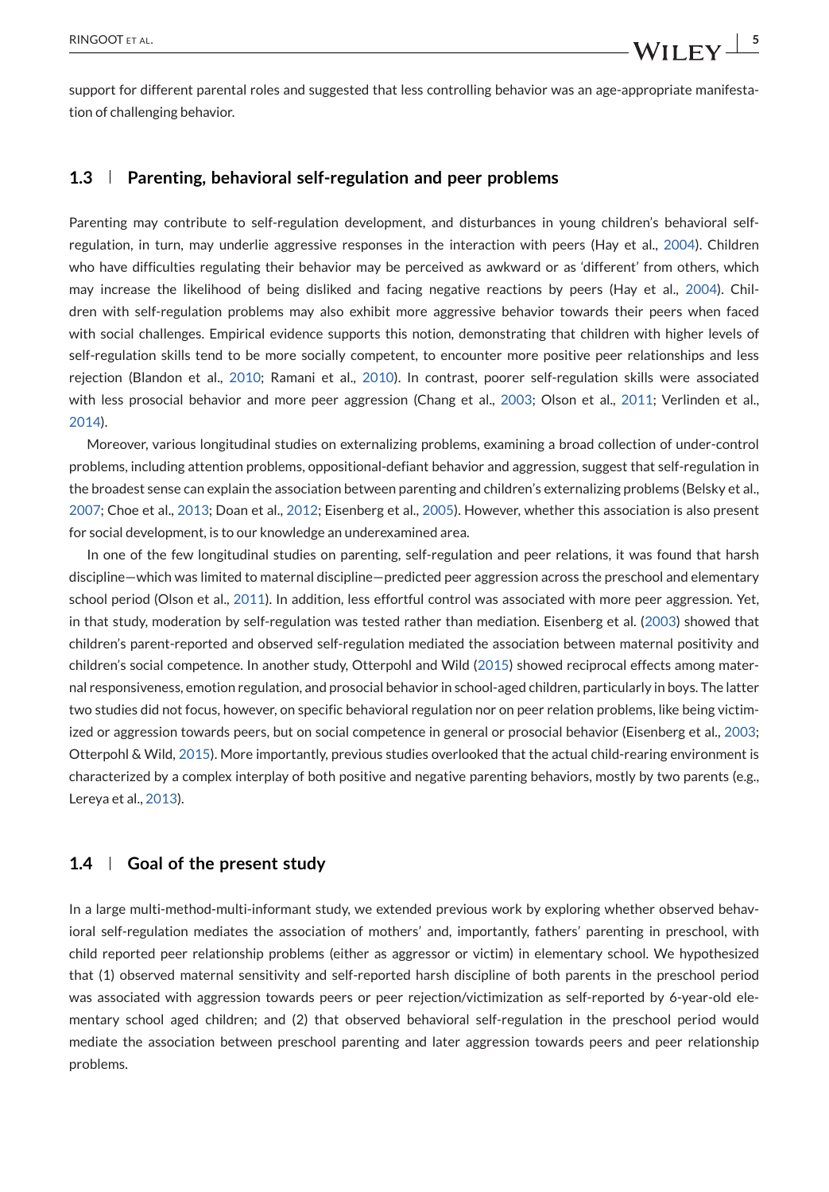support for different parental roles and suggested that less controlling behavior was an age-appropriate manifestation of challenging behavior.

### 1.3 | Parenting, behavioral self-regulation and peer problems

Parenting may contribute to self-regulation development, and disturbances in young children's behavioral self-regulation, in turn, may underlie aggressive responses in the interaction with peers (Hay et al., 2004). Children who have difficulties regulating their behavior may be perceived as awkward or as 'different' from others, which may increase the likelihood of being disliked and facing negative reactions by peers (Hay et al., 2004). Children with self-regulation problems may also exhibit more aggressive behavior towards their peers when faced with social challenges. Empirical evidence supports this notion, demonstrating that children with higher levels of self-regulation skills tend to be more socially competent, to encounter more positive peer relationships and less rejection (Blandon et al., 2010; Ramani et al., 2010). In contrast, poorer self-regulation skills were associated with less prosocial behavior and more peer aggression (Chang et al., 2003; Olson et al., 2011; Verlinden et al., 2014).

Moreover, various longitudinal studies on externalizing problems, examining a broad collection of under-control problems, including attention problems, oppositional-defiant behavior and aggression, suggest that self-regulation in the broadest sense can explain the association between parenting and children's externalizing problems (Belsky et al., 2007; Choe et al., 2013; Doan et al., 2012; Eisenberg et al., 2005). However, whether this association is also present for social development, is to our knowledge an underexamined area.

In one of the few longitudinal studies on parenting, self-regulation and peer relations, it was found that harsh discipline—which was limited to maternal discipline—predicted peer aggression across the preschool and elementary school period (Olson et al., 2011). In addition, less effortful control was associated with more peer aggression. Yet, in that study, moderation by self-regulation was tested rather than mediation. Eisenberg et al. (2003) showed that children's parent-reported and observed self-regulation mediated the association between maternal positivity and children's social competence. In another study, Otterpohl and Wild (2015) showed reciprocal effects among maternal responsiveness, emotion regulation, and prosocial behavior in school-aged children, particularly in boys. The latter two studies did not focus, however, on specific behavioral regulation nor on peer relation problems, like being victimized or aggression towards peers, but on social competence in general or prosocial behavior (Eisenberg et al., 2003; Otterpohl & Wild, 2015). More importantly, previous studies overlooked that the actual child-rearing environment is characterized by a complex interplay of both positive and negative parenting behaviors, mostly by two parents (e.g., Lereya et al., 2013).

### 1.4 | Goal of the present study

In a large multi-method-multi-informant study, we extended previous work by exploring whether observed behavioral self-regulation mediates the association of mothers' and, importantly, fathers' parenting in preschool, with child reported peer relationship problems (either as aggressor or victim) in elementary school. We hypothesized that (1) observed maternal sensitivity and self-reported harsh discipline of both parents in the preschool period was associated with aggression towards peers or peer rejection/victimization as self-reported by 6-year-old elementary school aged children; and (2) that observed behavioral self-regulation in the preschool period would mediate the association between preschool parenting and later aggression towards peers and peer relationship problems.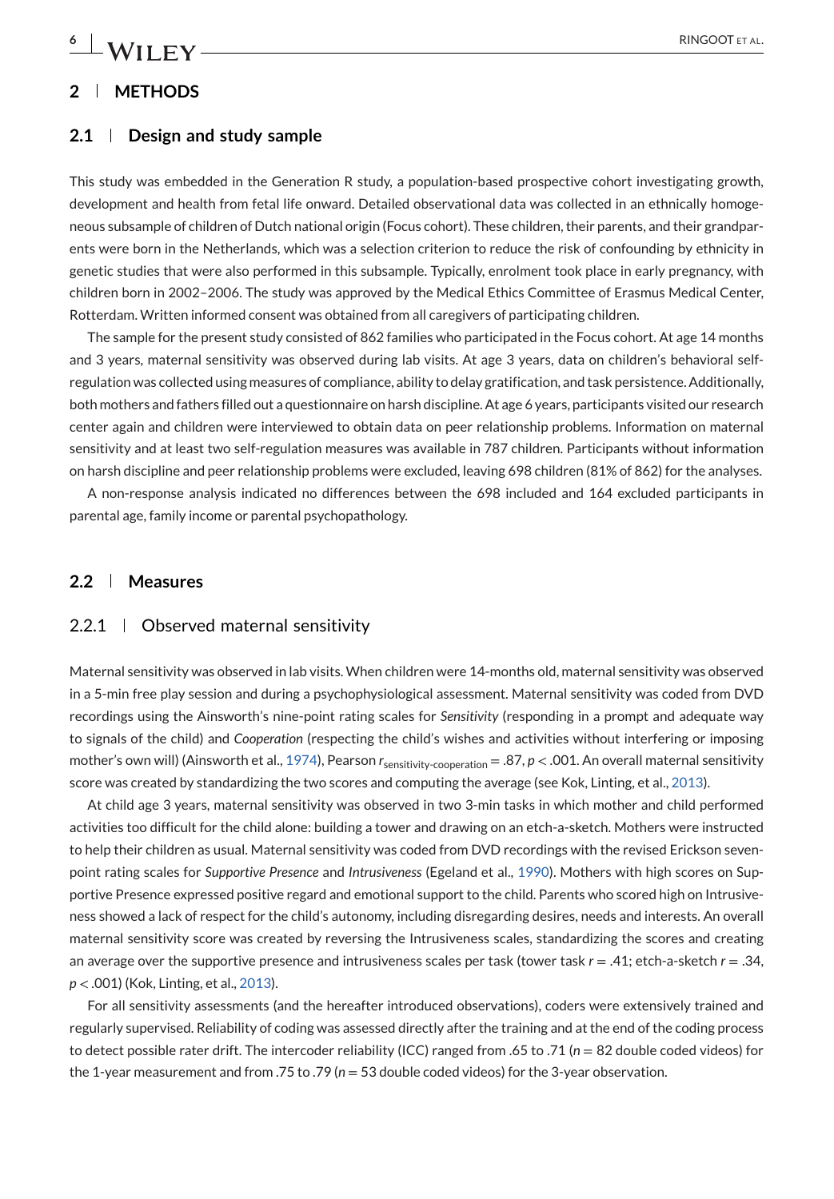## 2 | METHODS

### 2.1 | Design and study sample

This study was embedded in the Generation R study, a population-based prospective cohort investigating growth, development and health from fetal life onward. Detailed observational data was collected in an ethnically homogeneous subsample of children of Dutch national origin (Focus cohort). These children, their parents, and their grandparents were born in the Netherlands, which was a selection criterion to reduce the risk of confounding by ethnicity in genetic studies that were also performed in this subsample. Typically, enrolment took place in early pregnancy, with children born in 2002–2006. The study was approved by the Medical Ethics Committee of Erasmus Medical Center, Rotterdam. Written informed consent was obtained from all caregivers of participating children.

The sample for the present study consisted of 862 families who participated in the Focus cohort. At age 14 months and 3 years, maternal sensitivity was observed during lab visits. At age 3 years, data on children's behavioral self-regulation was collected using measures of compliance, ability to delay gratification, and task persistence. Additionally, both mothers and fathers filled out a questionnaire on harsh discipline. At age 6 years, participants visited our research center again and children were interviewed to obtain data on peer relationship problems. Information on maternal sensitivity and at least two self-regulation measures was available in 787 children. Participants without information on harsh discipline and peer relationship problems were excluded, leaving 698 children (81% of 862) for the analyses.

A non-response analysis indicated no differences between the 698 included and 164 excluded participants in parental age, family income or parental psychopathology.

### 2.2 | Measures

#### 2.2.1 | Observed maternal sensitivity

Maternal sensitivity was observed in lab visits. When children were 14-months old, maternal sensitivity was observed in a 5-min free play session and during a psychophysiological assessment. Maternal sensitivity was coded from DVD recordings using the Ainsworth's nine-point rating scales for *Sensitivity* (responding in a prompt and adequate way to signals of the child) and *Cooperation* (respecting the child's wishes and activities without interfering or imposing mother's own will) (Ainsworth et al., 1974), Pearson $r_{\text{sensitivity-cooperation}} = .87$, $p < .001$. An overall maternal sensitivity score was created by standardizing the two scores and computing the average (see Kok, Linting, et al., 2013).

At child age 3 years, maternal sensitivity was observed in two 3-min tasks in which mother and child performed activities too difficult for the child alone: building a tower and drawing on an etch-a-sketch. Mothers were instructed to help their children as usual. Maternal sensitivity was coded from DVD recordings with the revised Erickson seven-point rating scales for *Supportive Presence* and *Intrusiveness* (Egeland et al., 1990). Mothers with high scores on Supportive Presence expressed positive regard and emotional support to the child. Parents who scored high on Intrusiveness showed a lack of respect for the child's autonomy, including disregarding desires, needs and interests. An overall maternal sensitivity score was created by reversing the Intrusiveness scales, standardizing the scores and creating an average over the supportive presence and intrusiveness scales per task (tower task $r = .41$; etch-a-sketch $r = .34$, $p < .001$) (Kok, Linting, et al., 2013).

For all sensitivity assessments (and the hereafter introduced observations), coders were extensively trained and regularly supervised. Reliability of coding was assessed directly after the training and at the end of the coding process to detect possible rater drift. The intercoder reliability (ICC) ranged from .65 to .71 ($n = 82$ double coded videos) for the 1-year measurement and from .75 to .79 ($n = 53$ double coded videos) for the 3-year observation.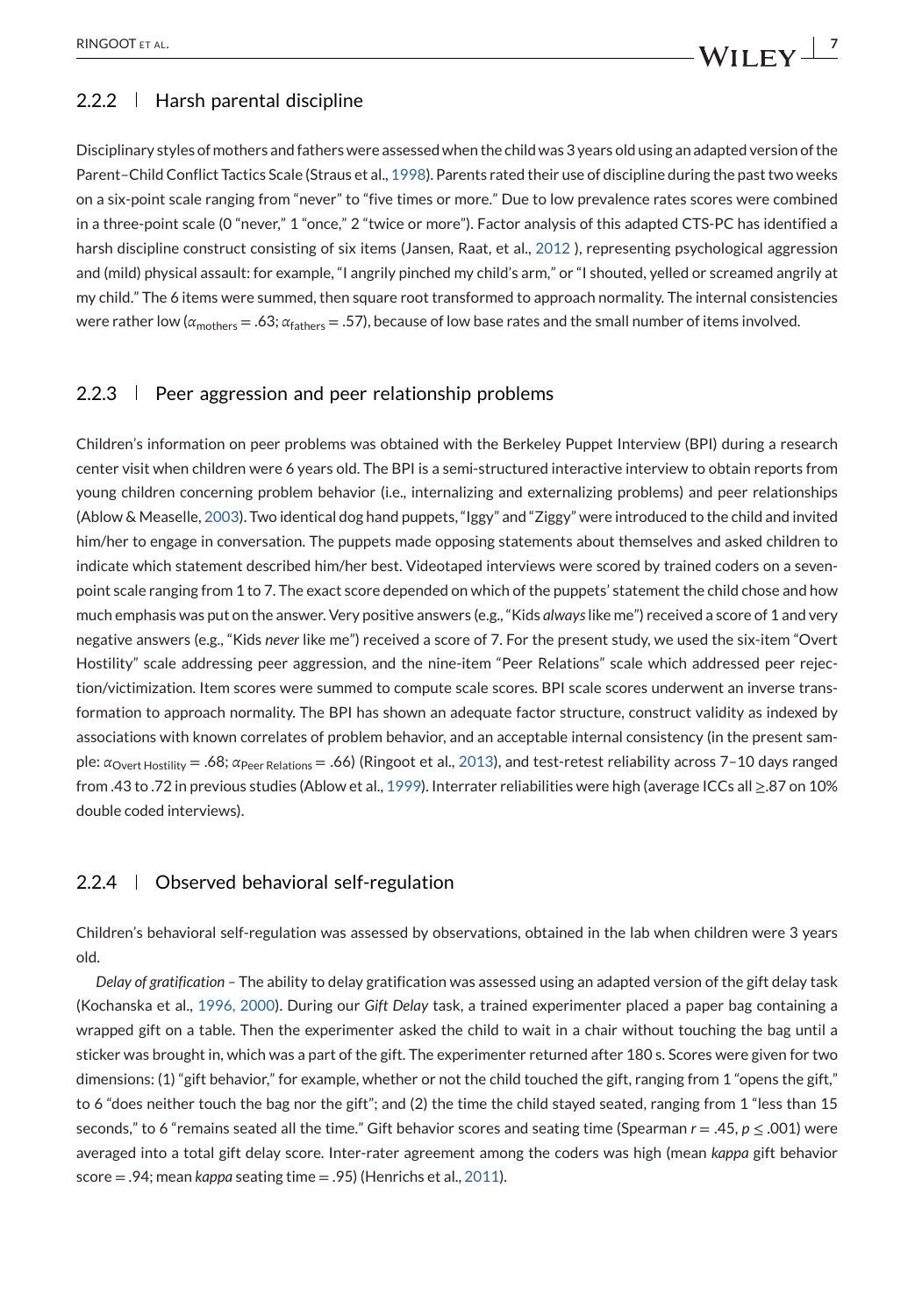### 2.2.2 | Harsh parental discipline

Disciplinary styles of mothers and fathers were assessed when the child was 3 years old using an adapted version of the Parent–Child Conflict Tactics Scale (Straus et al., 1998). Parents rated their use of discipline during the past two weeks on a six-point scale ranging from "never" to "five times or more." Due to low prevalence rates scores were combined in a three-point scale (0 "never," 1 "once," 2 "twice or more"). Factor analysis of this adapted CTS-PC has identified a harsh discipline construct consisting of six items (Jansen, Raat, et al., 2012 ), representing psychological aggression and (mild) physical assault: for example, "I angrily pinched my child's arm," or "I shouted, yelled or screamed angrily at my child." The 6 items were summed, then square root transformed to approach normality. The internal consistencies were rather low ($\alpha_{\text{mothers}} = .63$; $\alpha_{\text{fathers}} = .57$), because of low base rates and the small number of items involved.

### 2.2.3 | Peer aggression and peer relationship problems

Children's information on peer problems was obtained with the Berkeley Puppet Interview (BPI) during a research center visit when children were 6 years old. The BPI is a semi-structured interactive interview to obtain reports from young children concerning problem behavior (i.e., internalizing and externalizing problems) and peer relationships (Ablow & Measelle, 2003). Two identical dog hand puppets, "Iggy" and "Ziggy" were introduced to the child and invited him/her to engage in conversation. The puppets made opposing statements about themselves and asked children to indicate which statement described him/her best. Videotaped interviews were scored by trained coders on a seven-point scale ranging from 1 to 7. The exact score depended on which of the puppets' statement the child chose and how much emphasis was put on the answer. Very positive answers (e.g., "Kids *always* like me") received a score of 1 and very negative answers (e.g., "Kids *never* like me") received a score of 7. For the present study, we used the six-item "Overt Hostility" scale addressing peer aggression, and the nine-item "Peer Relations" scale which addressed peer rejection/victimization. Item scores were summed to compute scale scores. BPI scale scores underwent an inverse transformation to approach normality. The BPI has shown an adequate factor structure, construct validity as indexed by associations with known correlates of problem behavior, and an acceptable internal consistency (in the present sample: $\alpha_{\text{Overt Hostility}} = .68$; $\alpha_{\text{Peer Relations}} = .66$) (Ringoot et al., 2013), and test-retest reliability across 7–10 days ranged from .43 to .72 in previous studies (Ablow et al., 1999). Interrater reliabilities were high (average ICCs all $\geq$.87 on 10% double coded interviews).

### 2.2.4 | Observed behavioral self-regulation

Children's behavioral self-regulation was assessed by observations, obtained in the lab when children were 3 years old.

*Delay of gratification* – The ability to delay gratification was assessed using an adapted version of the gift delay task (Kochanska et al., 1996, 2000). During our *Gift Delay* task, a trained experimenter placed a paper bag containing a wrapped gift on a table. Then the experimenter asked the child to wait in a chair without touching the bag until a sticker was brought in, which was a part of the gift. The experimenter returned after 180 s. Scores were given for two dimensions: (1) "gift behavior," for example, whether or not the child touched the gift, ranging from 1 "opens the gift," to 6 "does neither touch the bag nor the gift"; and (2) the time the child stayed seated, ranging from 1 "less than 15 seconds," to 6 "remains seated all the time." Gift behavior scores and seating time (Spearman $r = .45$, $p \leq .001$) were averaged into a total gift delay score. Inter-rater agreement among the coders was high (mean *kappa* gift behavior score = .94; mean *kappa* seating time = .95) (Henrichs et al., 2011).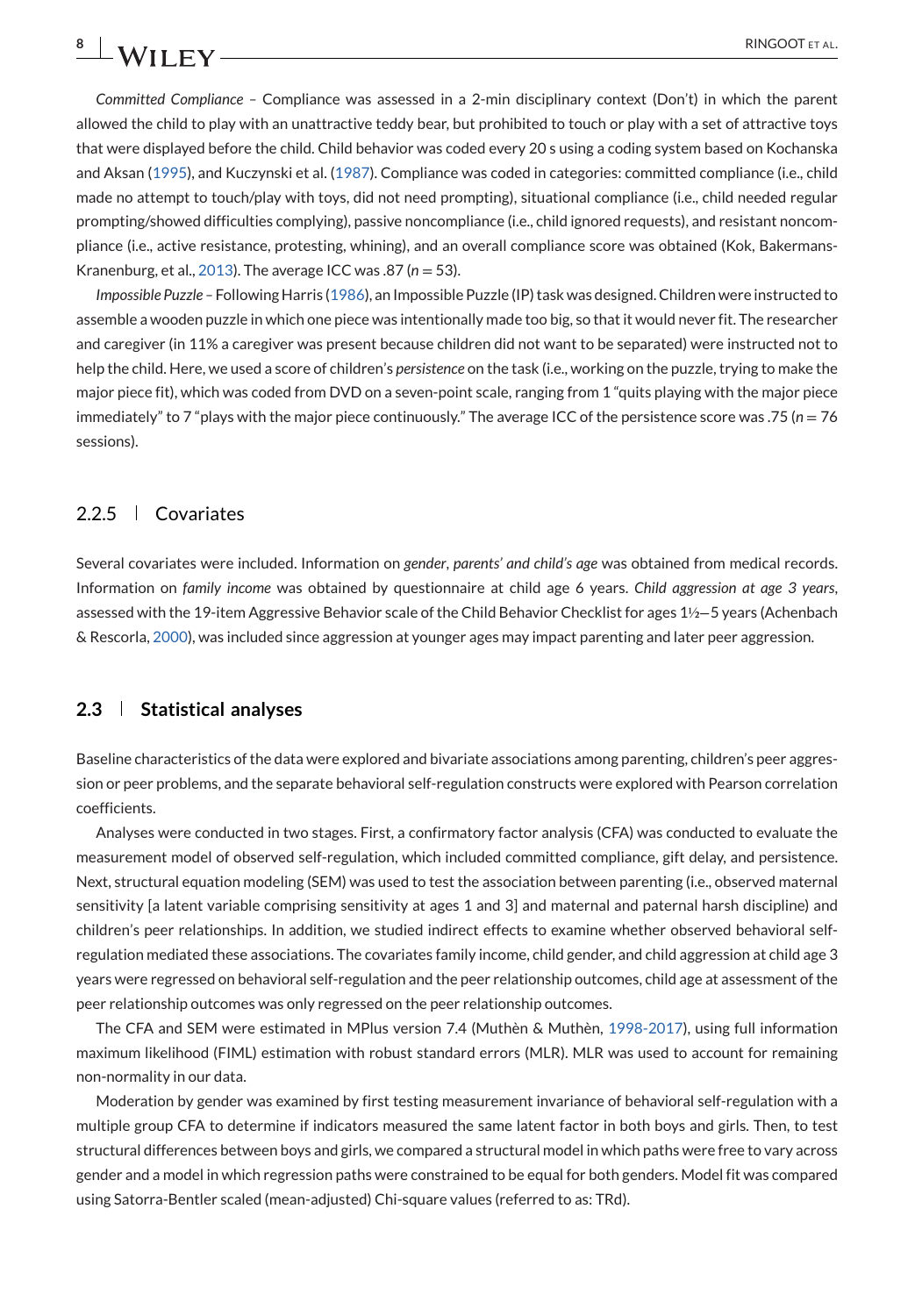*Committed Compliance* – Compliance was assessed in a 2-min disciplinary context (Don't) in which the parent allowed the child to play with an unattractive teddy bear, but prohibited to touch or play with a set of attractive toys that were displayed before the child. Child behavior was coded every 20 s using a coding system based on Kochanska and Aksan (1995), and Kuczynski et al. (1987). Compliance was coded in categories: committed compliance (i.e., child made no attempt to touch/play with toys, did not need prompting), situational compliance (i.e., child needed regular prompting/showed difficulties complying), passive noncompliance (i.e., child ignored requests), and resistant noncompliance (i.e., active resistance, protesting, whining), and an overall compliance score was obtained (Kok, Bakermans-Kranenburg, et al., 2013). The average ICC was .87 ($n = 53$).

*Impossible Puzzle* – Following Harris (1986), an Impossible Puzzle (IP) task was designed. Children were instructed to assemble a wooden puzzle in which one piece was intentionally made too big, so that it would never fit. The researcher and caregiver (in 11% a caregiver was present because children did not want to be separated) were instructed not to help the child. Here, we used a score of children's *persistence* on the task (i.e., working on the puzzle, trying to make the major piece fit), which was coded from DVD on a seven-point scale, ranging from 1 "quits playing with the major piece immediately" to 7 "plays with the major piece continuously." The average ICC of the persistence score was .75 ($n = 76$ sessions).

#### 2.2.5 | Covariates

Several covariates were included. Information on *gender*, *parents' and child's age* was obtained from medical records. Information on *family income* was obtained by questionnaire at child age 6 years. *Child aggression at age 3 years*, assessed with the 19-item Aggressive Behavior scale of the Child Behavior Checklist for ages 1½–5 years (Achenbach & Rescorla, 2000), was included since aggression at younger ages may impact parenting and later peer aggression.

### 2.3 | Statistical analyses

Baseline characteristics of the data were explored and bivariate associations among parenting, children's peer aggression or peer problems, and the separate behavioral self-regulation constructs were explored with Pearson correlation coefficients.

Analyses were conducted in two stages. First, a confirmatory factor analysis (CFA) was conducted to evaluate the measurement model of observed self-regulation, which included committed compliance, gift delay, and persistence. Next, structural equation modeling (SEM) was used to test the association between parenting (i.e., observed maternal sensitivity [a latent variable comprising sensitivity at ages 1 and 3] and maternal and paternal harsh discipline) and children's peer relationships. In addition, we studied indirect effects to examine whether observed behavioral self-regulation mediated these associations. The covariates family income, child gender, and child aggression at child age 3 years were regressed on behavioral self-regulation and the peer relationship outcomes, child age at assessment of the peer relationship outcomes was only regressed on the peer relationship outcomes.

The CFA and SEM were estimated in MPlus version 7.4 (Muthèn & Muthèn, 1998-2017), using full information maximum likelihood (FIML) estimation with robust standard errors (MLR). MLR was used to account for remaining non-normality in our data.

Moderation by gender was examined by first testing measurement invariance of behavioral self-regulation with a multiple group CFA to determine if indicators measured the same latent factor in both boys and girls. Then, to test structural differences between boys and girls, we compared a structural model in which paths were free to vary across gender and a model in which regression paths were constrained to be equal for both genders. Model fit was compared using Satorra-Bentler scaled (mean-adjusted) Chi-square values (referred to as: TRd).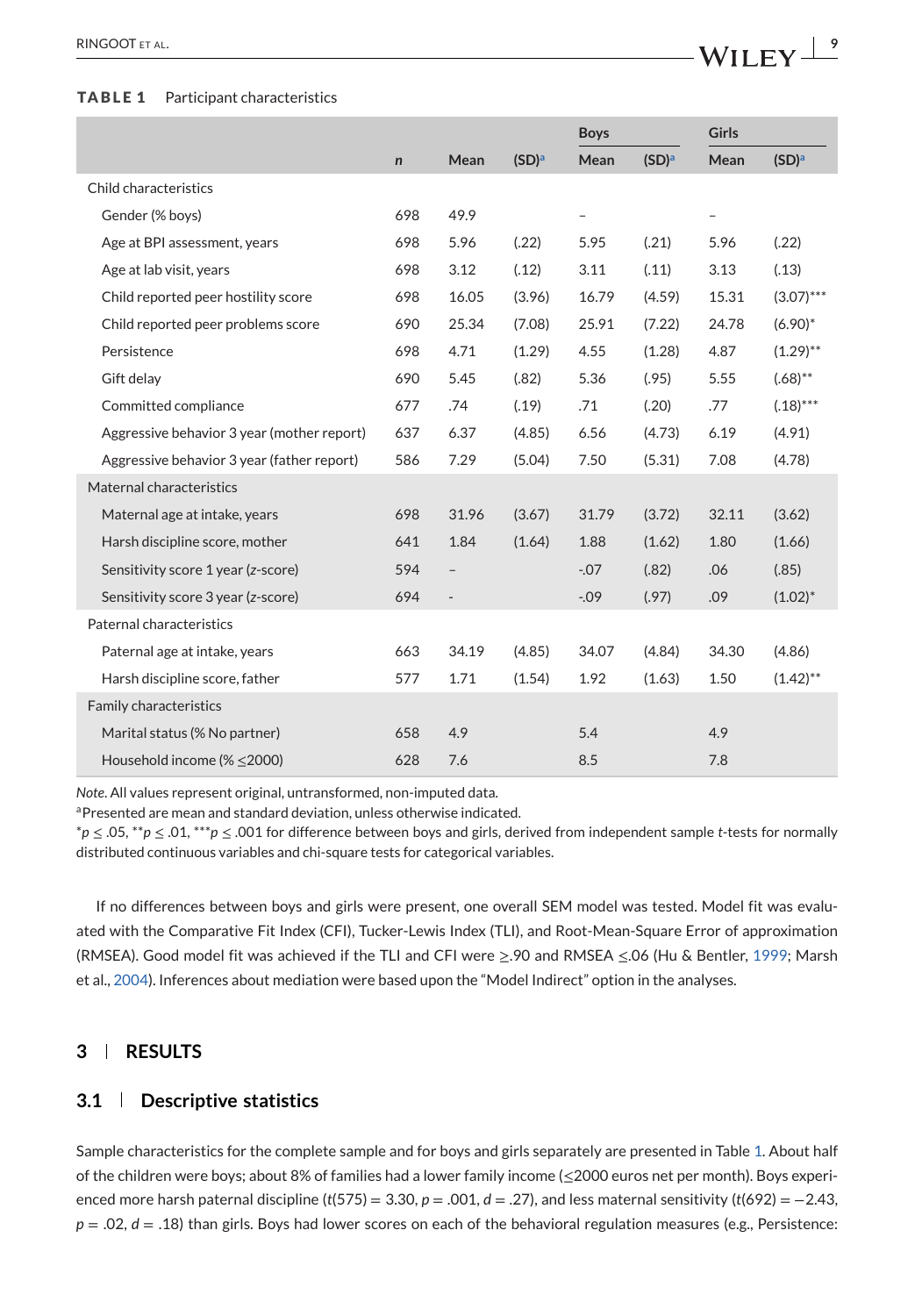**TABLE 1** Participant characteristics

| | *n* | Mean | (SD)[a] | Boys Mean | Boys (SD)[a] | Girls Mean | Girls (SD)[a] |
|---|---|---|---|---|---|---|---|
| Child characteristics | | | | | | | |
| Gender (% boys) | 698 | 49.9 | | – | | – | |
| Age at BPI assessment, years | 698 | 5.96 | (.22) | 5.95 | (.21) | 5.96 | (.22) |
| Age at lab visit, years | 698 | 3.12 | (.12) | 3.11 | (.11) | 3.13 | (.13) |
| Child reported peer hostility score | 698 | 16.05 | (3.96) | 16.79 | (4.59) | 15.31 | (3.07)*** |
| Child reported peer problems score | 690 | 25.34 | (7.08) | 25.91 | (7.22) | 24.78 | (6.90)* |
| Persistence | 698 | 4.71 | (1.29) | 4.55 | (1.28) | 4.87 | (1.29)** |
| Gift delay | 690 | 5.45 | (.82) | 5.36 | (.95) | 5.55 | (.68)** |
| Committed compliance | 677 | .74 | (.19) | .71 | (.20) | .77 | (.18)*** |
| Aggressive behavior 3 year (mother report) | 637 | 6.37 | (4.85) | 6.56 | (4.73) | 6.19 | (4.91) |
| Aggressive behavior 3 year (father report) | 586 | 7.29 | (5.04) | 7.50 | (5.31) | 7.08 | (4.78) |
| Maternal characteristics | | | | | | | |
| Maternal age at intake, years | 698 | 31.96 | (3.67) | 31.79 | (3.72) | 32.11 | (3.62) |
| Harsh discipline score, mother | 641 | 1.84 | (1.64) | 1.88 | (1.62) | 1.80 | (1.66) |
| Sensitivity score 1 year (*z*-score) | 594 | – | | -.07 | (.82) | .06 | (.85) |
| Sensitivity score 3 year (*z*-score) | 694 | - | | -.09 | (.97) | .09 | (1.02)* |
| Paternal characteristics | | | | | | | |
| Paternal age at intake, years | 663 | 34.19 | (4.85) | 34.07 | (4.84) | 34.30 | (4.86) |
| Harsh discipline score, father | 577 | 1.71 | (1.54) | 1.92 | (1.63) | 1.50 | (1.42)** |
| Family characteristics | | | | | | | |
| Marital status (% No partner) | 658 | 4.9 | | 5.4 | | 4.9 | |
| Household income (% ≤2000) | 628 | 7.6 | | 8.5 | | 7.8 | |

*Note*. All values represent original, untransformed, non-imputed data.

[a]Presented are mean and standard deviation, unless otherwise indicated.

*$p \leq .05$, **$p \leq .01$, ***$p \leq .001$ for difference between boys and girls, derived from independent sample *t*-tests for normally distributed continuous variables and chi-square tests for categorical variables.

If no differences between boys and girls were present, one overall SEM model was tested. Model fit was evaluated with the Comparative Fit Index (CFI), Tucker-Lewis Index (TLI), and Root-Mean-Square Error of approximation (RMSEA). Good model fit was achieved if the TLI and CFI were ≥.90 and RMSEA ≤.06 (Hu & Bentler, 1999; Marsh et al., 2004). Inferences about mediation were based upon the "Model Indirect" option in the analyses.

## 3 | RESULTS

### 3.1 | Descriptive statistics

Sample characteristics for the complete sample and for boys and girls separately are presented in Table 1. About half of the children were boys; about 8% of families had a lower family income (≤2000 euros net per month). Boys experienced more harsh paternal discipline ($t(575) = 3.30$, $p = .001$, $d = .27$), and less maternal sensitivity ($t(692) = -2.43$, $p = .02$, $d = .18$) than girls. Boys had lower scores on each of the behavioral regulation measures (e.g., Persistence: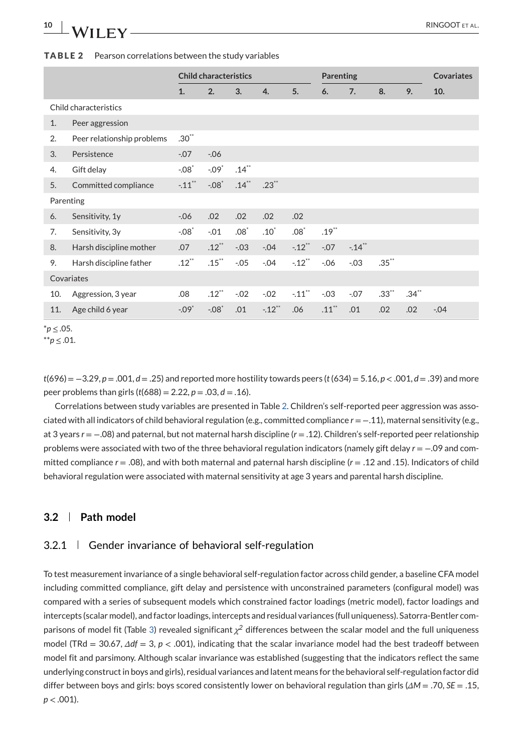**TABLE 2** Pearson correlations between the study variables

| | | Child characteristics | | | | | Parenting | | | | Covariates |
|---|---|---|---|---|---|---|---|---|---|---|---|
| | | 1. | 2. | 3. | 4. | 5. | 6. | 7. | 8. | 9. | 10. |
| Child characteristics | | | | | | | | | | | |
| 1. | Peer aggression | | | | | | | | | | |
| 2. | Peer relationship problems | .30** | | | | | | | | | |
| 3. | Persistence | -.07 | -.06 | | | | | | | | |
| 4. | Gift delay | -.08* | -.09* | .14** | | | | | | | |
| 5. | Committed compliance | -.11** | -.08* | .14** | .23** | | | | | | |
| Parenting | | | | | | | | | | | |
| 6. | Sensitivity, 1y | -.06 | .02 | .02 | .02 | .02 | | | | | |
| 7. | Sensitivity, 3y | -.08* | -.01 | .08* | .10* | .08* | .19** | | | | |
| 8. | Harsh discipline mother | .07 | .12** | -.03 | -.04 | -.12** | -.07 | -.14** | | | |
| 9. | Harsh discipline father | .12** | .15** | -.05 | -.04 | -.12** | -.06 | -.03 | .35** | | |
| Covariates | | | | | | | | | | | |
| 10. | Aggression, 3 year | .08 | .12** | -.02 | -.02 | -.11** | -.03 | -.07 | .33** | .34** | |
| 11. | Age child 6 year | -.09* | -.08* | .01 | -.12** | .06 | .11** | .01 | .02 | .02 | -.04 |

*$p \leq .05$.
**$p \leq .01$.

$t(696) = -3.29$, $p = .001$, $d = .25$) and reported more hostility towards peers ($t(634) = 5.16$, $p < .001$, $d = .39$) and more peer problems than girls ($t(688) = 2.22$, $p = .03$, $d = .16$).

Correlations between study variables are presented in Table 2. Children's self-reported peer aggression was associated with all indicators of child behavioral regulation (e.g., committed compliance $r = -.11$), maternal sensitivity (e.g., at 3 years $r = -.08$) and paternal, but not maternal harsh discipline ($r = .12$). Children's self-reported peer relationship problems were associated with two of the three behavioral regulation indicators (namely gift delay $r = -.09$ and committed compliance $r = .08$), and with both maternal and paternal harsh discipline ($r = .12$ and .15). Indicators of child behavioral regulation were associated with maternal sensitivity at age 3 years and parental harsh discipline.

## 3.2 | Path model

### 3.2.1 | Gender invariance of behavioral self-regulation

To test measurement invariance of a single behavioral self-regulation factor across child gender, a baseline CFA model including committed compliance, gift delay and persistence with unconstrained parameters (configural model) was compared with a series of subsequent models which constrained factor loadings (metric model), factor loadings and intercepts (scalar model), and factor loadings, intercepts and residual variances (full uniqueness). Satorra-Bentler comparisons of model fit (Table 3) revealed significant $\chi^2$ differences between the scalar model and the full uniqueness model (TRd = 30.67, $\Delta df = 3$, $p < .001$), indicating that the scalar invariance model had the best tradeoff between model fit and parsimony. Although scalar invariance was established (suggesting that the indicators reflect the same underlying construct in boys and girls), residual variances and latent means for the behavioral self-regulation factor did differ between boys and girls: boys scored consistently lower on behavioral regulation than girls ($\Delta M = .70$, $SE = .15$, $p < .001$).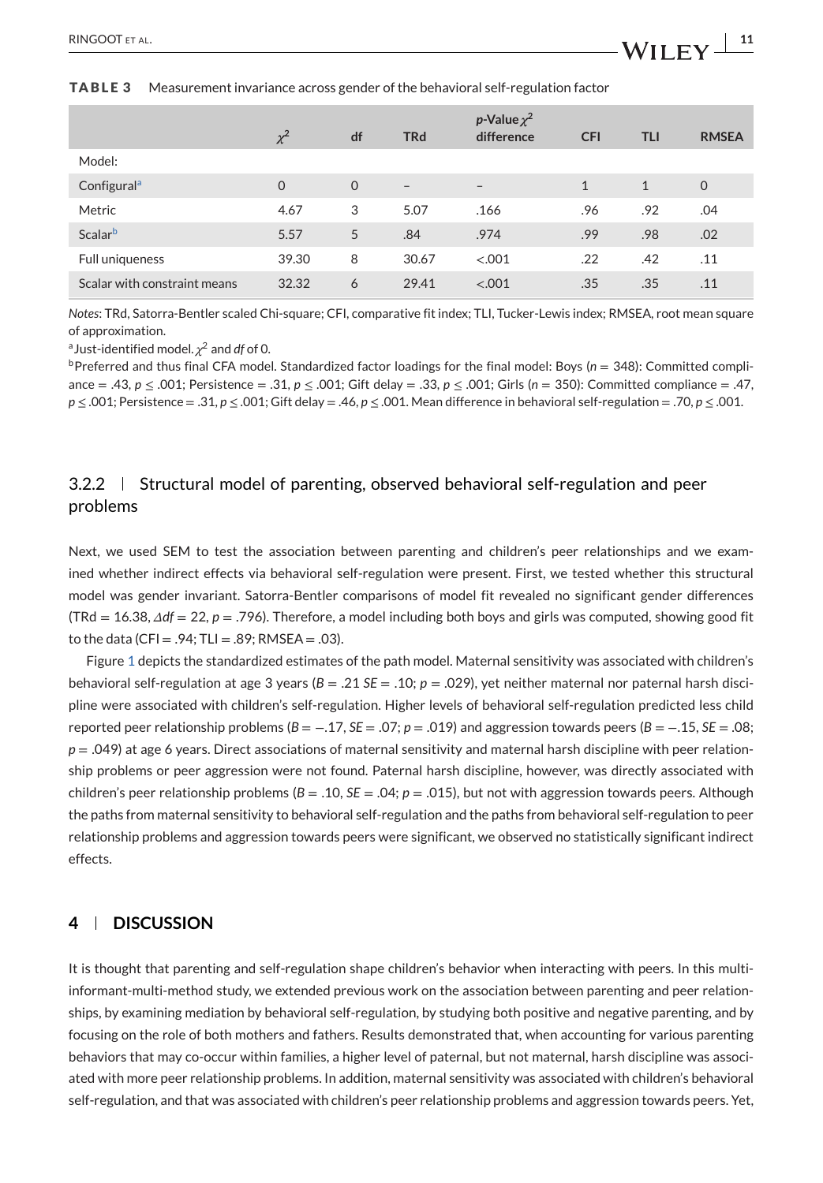**TABLE 3** Measurement invariance across gender of the behavioral self-regulation factor

| | $\chi^2$ | df | TRd | *p*-Value $\chi^2$ difference | CFI | TLI | RMSEA |
|---|---|---|---|---|---|---|---|
| Model: | | | | | | | |
| Configural[a] | 0 | 0 | – | – | 1 | 1 | 0 |
| Metric | 4.67 | 3 | 5.07 | .166 | .96 | .92 | .04 |
| Scalar[b] | 5.57 | 5 | .84 | .974 | .99 | .98 | .02 |
| Full uniqueness | 39.30 | 8 | 30.67 | <.001 | .22 | .42 | .11 |
| Scalar with constraint means | 32.32 | 6 | 29.41 | <.001 | .35 | .35 | .11 |

*Notes*: TRd, Satorra-Bentler scaled Chi-square; CFI, comparative fit index; TLI, Tucker-Lewis index; RMSEA, root mean square of approximation.

[a] Just-identified model. $\chi^2$ and *df* of 0.

[b] Preferred and thus final CFA model. Standardized factor loadings for the final model: Boys (*n* = 348): Committed compliance = .43, $p \leq .001$; Persistence = .31, $p \leq .001$; Gift delay = .33, $p \leq .001$; Girls (*n* = 350): Committed compliance = .47, $p \leq .001$; Persistence = .31, $p \leq .001$; Gift delay = .46, $p \leq .001$. Mean difference in behavioral self-regulation = .70, $p \leq .001$.

### 3.2.2 | Structural model of parenting, observed behavioral self-regulation and peer problems

Next, we used SEM to test the association between parenting and children's peer relationships and we examined whether indirect effects via behavioral self-regulation were present. First, we tested whether this structural model was gender invariant. Satorra-Bentler comparisons of model fit revealed no significant gender differences (TRd = 16.38, $\Delta df = 22$, $p = .796$). Therefore, a model including both boys and girls was computed, showing good fit to the data (CFI = .94; TLI = .89; RMSEA = .03).

Figure 1 depicts the standardized estimates of the path model. Maternal sensitivity was associated with children's behavioral self-regulation at age 3 years ($B = .21$ $SE = .10$; $p = .029$), yet neither maternal nor paternal harsh discipline were associated with children's self-regulation. Higher levels of behavioral self-regulation predicted less child reported peer relationship problems ($B = -.17$, $SE = .07$; $p = .019$) and aggression towards peers ($B = -.15$, $SE = .08$; $p = .049$) at age 6 years. Direct associations of maternal sensitivity and maternal harsh discipline with peer relationship problems or peer aggression were not found. Paternal harsh discipline, however, was directly associated with children's peer relationship problems ($B = .10$, $SE = .04$; $p = .015$), but not with aggression towards peers. Although the paths from maternal sensitivity to behavioral self-regulation and the paths from behavioral self-regulation to peer relationship problems and aggression towards peers were significant, we observed no statistically significant indirect effects.

## 4 | DISCUSSION

It is thought that parenting and self-regulation shape children's behavior when interacting with peers. In this multi-informant-multi-method study, we extended previous work on the association between parenting and peer relationships, by examining mediation by behavioral self-regulation, by studying both positive and negative parenting, and by focusing on the role of both mothers and fathers. Results demonstrated that, when accounting for various parenting behaviors that may co-occur within families, a higher level of paternal, but not maternal, harsh discipline was associated with more peer relationship problems. In addition, maternal sensitivity was associated with children's behavioral self-regulation, and that was associated with children's peer relationship problems and aggression towards peers. Yet,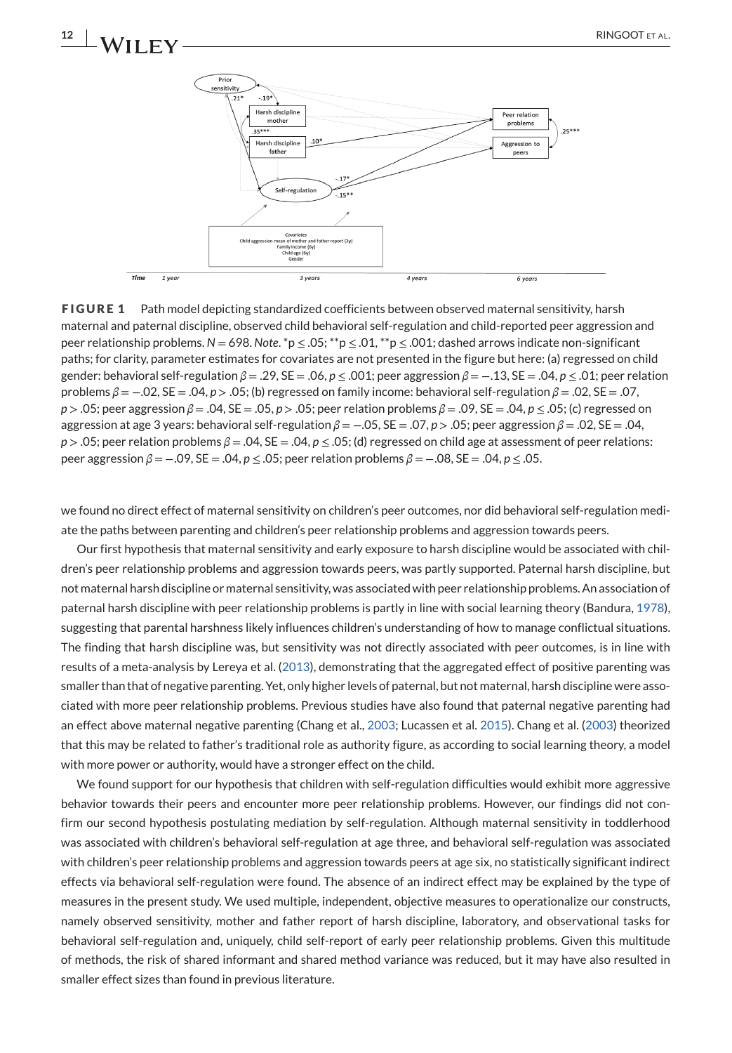Prior sensitivity

.21*

-.19*

Harsh discipline mother

.35***

Harsh discipline father

.10*

Self-regulation

-.17*

-.15**

Peer relation problems

.25***

Aggression to peers

Covariates
Child aggression mean of mother and father report (3y)
Family income (6y)
Child age (6y)
Gender

Time 1 year 3 years 4 years 6 years

**FIGURE 1** Path model depicting standardized coefficients between observed maternal sensitivity, harsh maternal and paternal discipline, observed child behavioral self-regulation and child-reported peer aggression and peer relationship problems. $N = 698$. *Note.* *$p \leq .05$; **$p \leq .01$, **$p \leq .001$; dashed arrows indicate non-significant paths; for clarity, parameter estimates for covariates are not presented in the figure but here: (a) regressed on child gender: behavioral self-regulation $\beta = .29$, SE = .06, $p \leq .001$; peer aggression $\beta = -.13$, SE = .04, $p \leq .01$; peer relation problems $\beta = -.02$, SE = .04, $p > .05$; (b) regressed on family income: behavioral self-regulation $\beta = .02$, SE = .07, $p > .05$; peer aggression $\beta = .04$, SE = .05, $p > .05$; peer relation problems $\beta = .09$, SE = .04, $p \leq .05$; (c) regressed on aggression at age 3 years: behavioral self-regulation $\beta = -.05$, SE = .07, $p > .05$; peer aggression $\beta = .02$, SE = .04, $p > .05$; peer relation problems $\beta = .04$, SE = .04, $p \leq .05$; (d) regressed on child age at assessment of peer relations: peer aggression $\beta = -.09$, SE = .04, $p \leq .05$; peer relation problems $\beta = -.08$, SE = .04, $p \leq .05$.

we found no direct effect of maternal sensitivity on children's peer outcomes, nor did behavioral self-regulation mediate the paths between parenting and children's peer relationship problems and aggression towards peers.

Our first hypothesis that maternal sensitivity and early exposure to harsh discipline would be associated with children's peer relationship problems and aggression towards peers, was partly supported. Paternal harsh discipline, but not maternal harsh discipline or maternal sensitivity, was associated with peer relationship problems. An association of paternal harsh discipline with peer relationship problems is partly in line with social learning theory (Bandura, 1978), suggesting that parental harshness likely influences children's understanding of how to manage conflictual situations. The finding that harsh discipline was, but sensitivity was not directly associated with peer outcomes, is in line with results of a meta-analysis by Lereya et al. (2013), demonstrating that the aggregated effect of positive parenting was smaller than that of negative parenting. Yet, only higher levels of paternal, but not maternal, harsh discipline were associated with more peer relationship problems. Previous studies have also found that paternal negative parenting had an effect above maternal negative parenting (Chang et al., 2003; Lucassen et al. 2015). Chang et al. (2003) theorized that this may be related to father's traditional role as authority figure, as according to social learning theory, a model with more power or authority, would have a stronger effect on the child.

We found support for our hypothesis that children with self-regulation difficulties would exhibit more aggressive behavior towards their peers and encounter more peer relationship problems. However, our findings did not confirm our second hypothesis postulating mediation by self-regulation. Although maternal sensitivity in toddlerhood was associated with children's behavioral self-regulation at age three, and behavioral self-regulation was associated with children's peer relationship problems and aggression towards peers at age six, no statistically significant indirect effects via behavioral self-regulation were found. The absence of an indirect effect may be explained by the type of measures in the present study. We used multiple, independent, objective measures to operationalize our constructs, namely observed sensitivity, mother and father report of harsh discipline, laboratory, and observational tasks for behavioral self-regulation and, uniquely, child self-report of early peer relationship problems. Given this multitude of methods, the risk of shared informant and shared method variance was reduced, but it may have also resulted in smaller effect sizes than found in previous literature.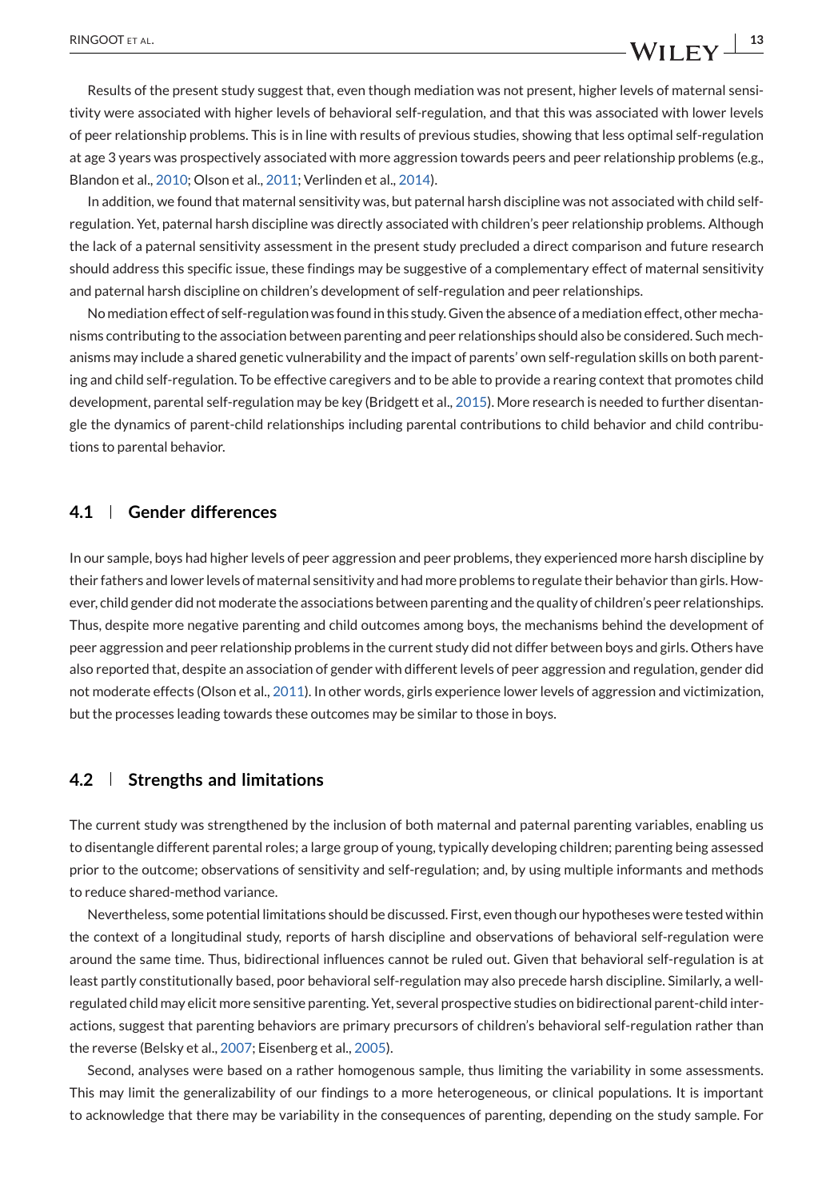Results of the present study suggest that, even though mediation was not present, higher levels of maternal sensitivity were associated with higher levels of behavioral self-regulation, and that this was associated with lower levels of peer relationship problems. This is in line with results of previous studies, showing that less optimal self-regulation at age 3 years was prospectively associated with more aggression towards peers and peer relationship problems (e.g., Blandon et al., 2010; Olson et al., 2011; Verlinden et al., 2014).

In addition, we found that maternal sensitivity was, but paternal harsh discipline was not associated with child self-regulation. Yet, paternal harsh discipline was directly associated with children's peer relationship problems. Although the lack of a paternal sensitivity assessment in the present study precluded a direct comparison and future research should address this specific issue, these findings may be suggestive of a complementary effect of maternal sensitivity and paternal harsh discipline on children's development of self-regulation and peer relationships.

No mediation effect of self-regulation was found in this study. Given the absence of a mediation effect, other mechanisms contributing to the association between parenting and peer relationships should also be considered. Such mechanisms may include a shared genetic vulnerability and the impact of parents' own self-regulation skills on both parenting and child self-regulation. To be effective caregivers and to be able to provide a rearing context that promotes child development, parental self-regulation may be key (Bridgett et al., 2015). More research is needed to further disentangle the dynamics of parent-child relationships including parental contributions to child behavior and child contributions to parental behavior.

### 4.1 | Gender differences

In our sample, boys had higher levels of peer aggression and peer problems, they experienced more harsh discipline by their fathers and lower levels of maternal sensitivity and had more problems to regulate their behavior than girls. However, child gender did not moderate the associations between parenting and the quality of children's peer relationships. Thus, despite more negative parenting and child outcomes among boys, the mechanisms behind the development of peer aggression and peer relationship problems in the current study did not differ between boys and girls. Others have also reported that, despite an association of gender with different levels of peer aggression and regulation, gender did not moderate effects (Olson et al., 2011). In other words, girls experience lower levels of aggression and victimization, but the processes leading towards these outcomes may be similar to those in boys.

### 4.2 | Strengths and limitations

The current study was strengthened by the inclusion of both maternal and paternal parenting variables, enabling us to disentangle different parental roles; a large group of young, typically developing children; parenting being assessed prior to the outcome; observations of sensitivity and self-regulation; and, by using multiple informants and methods to reduce shared-method variance.

Nevertheless, some potential limitations should be discussed. First, even though our hypotheses were tested within the context of a longitudinal study, reports of harsh discipline and observations of behavioral self-regulation were around the same time. Thus, bidirectional influences cannot be ruled out. Given that behavioral self-regulation is at least partly constitutionally based, poor behavioral self-regulation may also precede harsh discipline. Similarly, a well-regulated child may elicit more sensitive parenting. Yet, several prospective studies on bidirectional parent-child interactions, suggest that parenting behaviors are primary precursors of children's behavioral self-regulation rather than the reverse (Belsky et al., 2007; Eisenberg et al., 2005).

Second, analyses were based on a rather homogenous sample, thus limiting the variability in some assessments. This may limit the generalizability of our findings to a more heterogeneous, or clinical populations. It is important to acknowledge that there may be variability in the consequences of parenting, depending on the study sample. For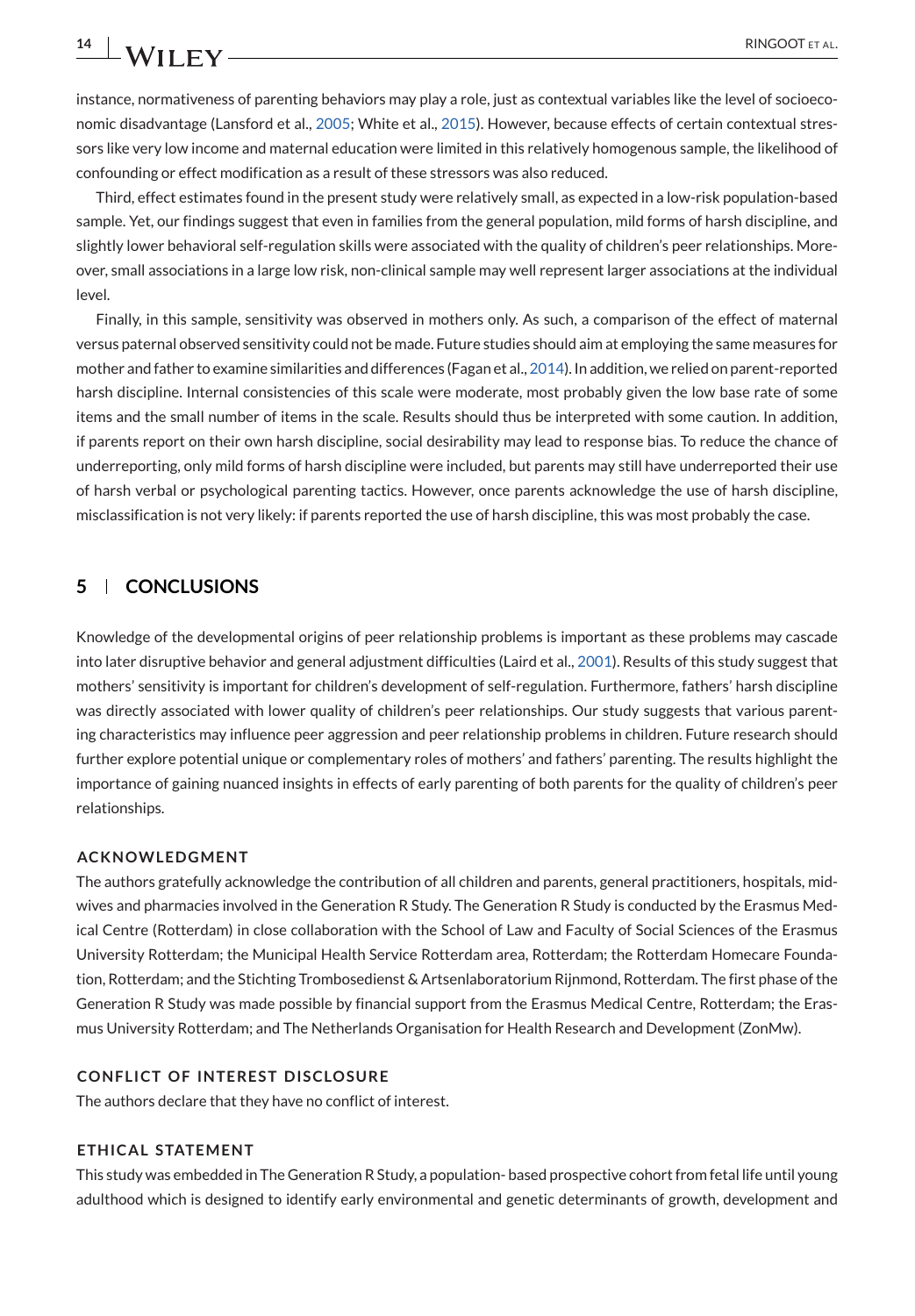instance, normativeness of parenting behaviors may play a role, just as contextual variables like the level of socioeconomic disadvantage (Lansford et al., 2005; White et al., 2015). However, because effects of certain contextual stressors like very low income and maternal education were limited in this relatively homogenous sample, the likelihood of confounding or effect modification as a result of these stressors was also reduced.

Third, effect estimates found in the present study were relatively small, as expected in a low-risk population-based sample. Yet, our findings suggest that even in families from the general population, mild forms of harsh discipline, and slightly lower behavioral self-regulation skills were associated with the quality of children's peer relationships. Moreover, small associations in a large low risk, non-clinical sample may well represent larger associations at the individual level.

Finally, in this sample, sensitivity was observed in mothers only. As such, a comparison of the effect of maternal versus paternal observed sensitivity could not be made. Future studies should aim at employing the same measures for mother and father to examine similarities and differences (Fagan et al., 2014). In addition, we relied on parent-reported harsh discipline. Internal consistencies of this scale were moderate, most probably given the low base rate of some items and the small number of items in the scale. Results should thus be interpreted with some caution. In addition, if parents report on their own harsh discipline, social desirability may lead to response bias. To reduce the chance of underreporting, only mild forms of harsh discipline were included, but parents may still have underreported their use of harsh verbal or psychological parenting tactics. However, once parents acknowledge the use of harsh discipline, misclassification is not very likely: if parents reported the use of harsh discipline, this was most probably the case.

## 5 | CONCLUSIONS

Knowledge of the developmental origins of peer relationship problems is important as these problems may cascade into later disruptive behavior and general adjustment difficulties (Laird et al., 2001). Results of this study suggest that mothers' sensitivity is important for children's development of self-regulation. Furthermore, fathers' harsh discipline was directly associated with lower quality of children's peer relationships. Our study suggests that various parenting characteristics may influence peer aggression and peer relationship problems in children. Future research should further explore potential unique or complementary roles of mothers' and fathers' parenting. The results highlight the importance of gaining nuanced insights in effects of early parenting of both parents for the quality of children's peer relationships.

### ACKNOWLEDGMENT

The authors gratefully acknowledge the contribution of all children and parents, general practitioners, hospitals, midwives and pharmacies involved in the Generation R Study. The Generation R Study is conducted by the Erasmus Medical Centre (Rotterdam) in close collaboration with the School of Law and Faculty of Social Sciences of the Erasmus University Rotterdam; the Municipal Health Service Rotterdam area, Rotterdam; the Rotterdam Homecare Foundation, Rotterdam; and the Stichting Trombosedienst & Artsenlaboratorium Rijnmond, Rotterdam. The first phase of the Generation R Study was made possible by financial support from the Erasmus Medical Centre, Rotterdam; the Erasmus University Rotterdam; and The Netherlands Organisation for Health Research and Development (ZonMw).

### CONFLICT OF INTEREST DISCLOSURE

The authors declare that they have no conflict of interest.

### ETHICAL STATEMENT

This study was embedded in The Generation R Study, a population- based prospective cohort from fetal life until young adulthood which is designed to identify early environmental and genetic determinants of growth, development and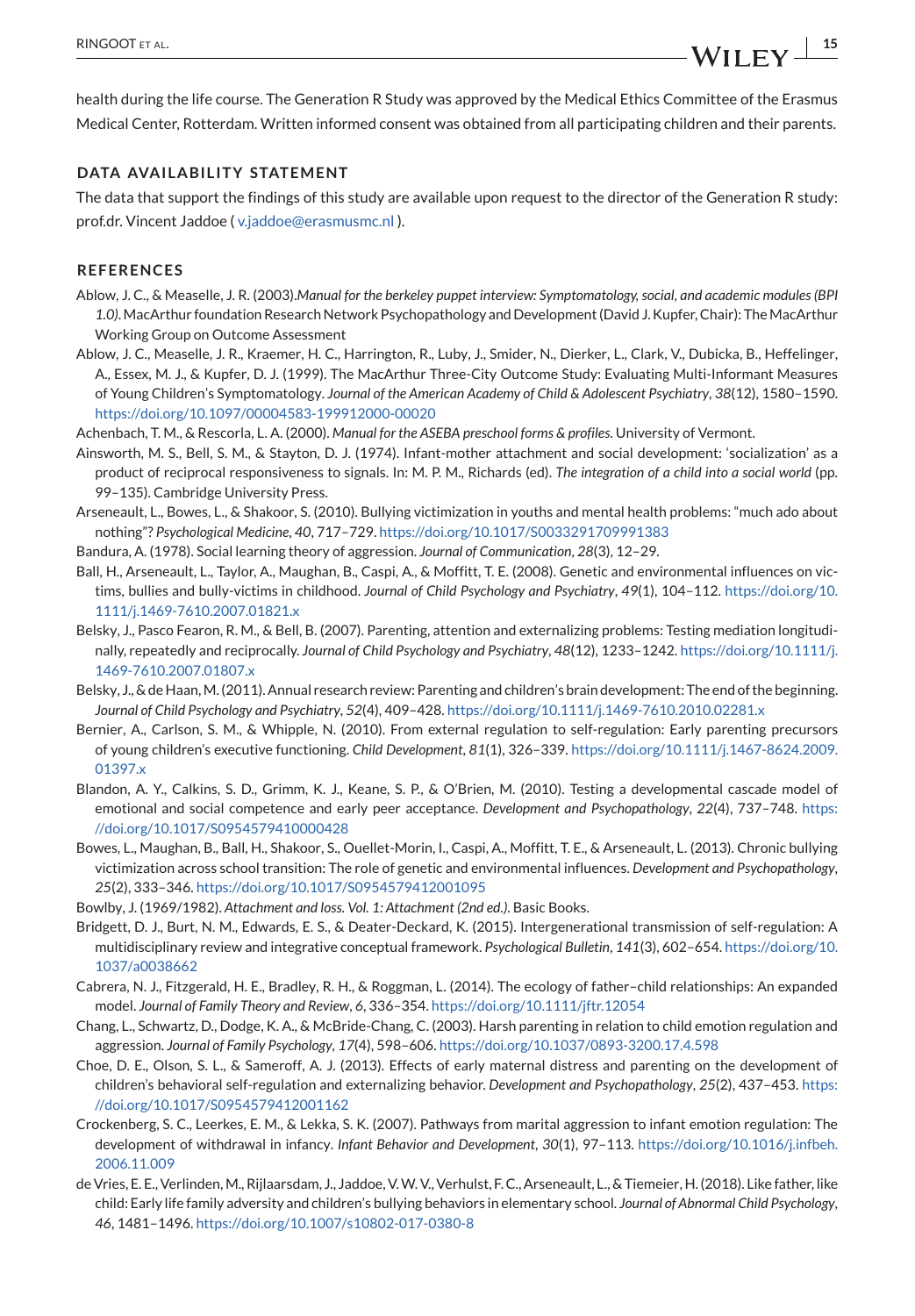health during the life course. The Generation R Study was approved by the Medical Ethics Committee of the Erasmus Medical Center, Rotterdam. Written informed consent was obtained from all participating children and their parents.

## DATA AVAILABILITY STATEMENT

The data that support the findings of this study are available upon request to the director of the Generation R study: prof.dr. Vincent Jaddoe ( v.jaddoe@erasmusmc.nl ).

## REFERENCES

Ablow, J. C., & Measelle, J. R. (2003).*Manual for the berkeley puppet interview: Symptomatology, social, and academic modules (BPI 1.0)*. MacArthur foundation Research Network Psychopathology and Development (David J. Kupfer, Chair): The MacArthur Working Group on Outcome Assessment

Ablow, J. C., Measelle, J. R., Kraemer, H. C., Harrington, R., Luby, J., Smider, N., Dierker, L., Clark, V., Dubicka, B., Heffelinger, A., Essex, M. J., & Kupfer, D. J. (1999). The MacArthur Three-City Outcome Study: Evaluating Multi-Informant Measures of Young Children's Symptomatology. *Journal of the American Academy of Child & Adolescent Psychiatry*, *38*(12), 1580–1590. https://doi.org/10.1097/00004583-199912000-00020

Achenbach, T. M., & Rescorla, L. A. (2000). *Manual for the ASEBA preschool forms & profiles*. University of Vermont.

Ainsworth, M. S., Bell, S. M., & Stayton, D. J. (1974). Infant-mother attachment and social development: 'socialization' as a product of reciprocal responsiveness to signals. In: M. P. M., Richards (ed). *The integration of a child into a social world* (pp. 99–135). Cambridge University Press.

Arseneault, L., Bowes, L., & Shakoor, S. (2010). Bullying victimization in youths and mental health problems: "much ado about nothing"? *Psychological Medicine*, *40*, 717–729. https://doi.org/10.1017/S0033291709991383

Bandura, A. (1978). Social learning theory of aggression. *Journal of Communication*, *28*(3), 12–29.

Ball, H., Arseneault, L., Taylor, A., Maughan, B., Caspi, A., & Moffitt, T. E. (2008). Genetic and environmental influences on victims, bullies and bully-victims in childhood. *Journal of Child Psychology and Psychiatry*, *49*(1), 104–112. https://doi.org/10.1111/j.1469-7610.2007.01821.x

Belsky, J., Pasco Fearon, R. M., & Bell, B. (2007). Parenting, attention and externalizing problems: Testing mediation longitudinally, repeatedly and reciprocally. *Journal of Child Psychology and Psychiatry*, *48*(12), 1233–1242. https://doi.org/10.1111/j.1469-7610.2007.01807.x

Belsky, J., & de Haan, M. (2011). Annual research review: Parenting and children's brain development: The end of the beginning. *Journal of Child Psychology and Psychiatry*, *52*(4), 409–428. https://doi.org/10.1111/j.1469-7610.2010.02281.x

Bernier, A., Carlson, S. M., & Whipple, N. (2010). From external regulation to self-regulation: Early parenting precursors of young children's executive functioning. *Child Development*, *81*(1), 326–339. https://doi.org/10.1111/j.1467-8624.2009.01397.x

Blandon, A. Y., Calkins, S. D., Grimm, K. J., Keane, S. P., & O'Brien, M. (2010). Testing a developmental cascade model of emotional and social competence and early peer acceptance. *Development and Psychopathology*, *22*(4), 737–748. https://doi.org/10.1017/S0954579410000428

Bowes, L., Maughan, B., Ball, H., Shakoor, S., Ouellet-Morin, I., Caspi, A., Moffitt, T. E., & Arseneault, L. (2013). Chronic bullying victimization across school transition: The role of genetic and environmental influences. *Development and Psychopathology*, *25*(2), 333–346. https://doi.org/10.1017/S0954579412001095

Bowlby, J. (1969/1982). *Attachment and loss. Vol. 1: Attachment (2nd ed.)*. Basic Books.

Bridgett, D. J., Burt, N. M., Edwards, E. S., & Deater-Deckard, K. (2015). Intergenerational transmission of self-regulation: A multidisciplinary review and integrative conceptual framework. *Psychological Bulletin*, *141*(3), 602–654. https://doi.org/10.1037/a0038662

Cabrera, N. J., Fitzgerald, H. E., Bradley, R. H., & Roggman, L. (2014). The ecology of father–child relationships: An expanded model. *Journal of Family Theory and Review*, *6*, 336–354. https://doi.org/10.1111/jftr.12054

Chang, L., Schwartz, D., Dodge, K. A., & McBride-Chang, C. (2003). Harsh parenting in relation to child emotion regulation and aggression. *Journal of Family Psychology*, *17*(4), 598–606. https://doi.org/10.1037/0893-3200.17.4.598

Choe, D. E., Olson, S. L., & Sameroff, A. J. (2013). Effects of early maternal distress and parenting on the development of children's behavioral self-regulation and externalizing behavior. *Development and Psychopathology*, *25*(2), 437–453. https://doi.org/10.1017/S0954579412001162

Crockenberg, S. C., Leerkes, E. M., & Lekka, S. K. (2007). Pathways from marital aggression to infant emotion regulation: The development of withdrawal in infancy. *Infant Behavior and Development*, *30*(1), 97–113. https://doi.org/10.1016/j.infbeh.2006.11.009

de Vries, E. E., Verlinden, M., Rijlaarsdam, J., Jaddoe, V. W. V., Verhulst, F. C., Arseneault, L., & Tiemeier, H. (2018). Like father, like child: Early life family adversity and children's bullying behaviors in elementary school. *Journal of Abnormal Child Psychology*, *46*, 1481–1496. https://doi.org/10.1007/s10802-017-0380-8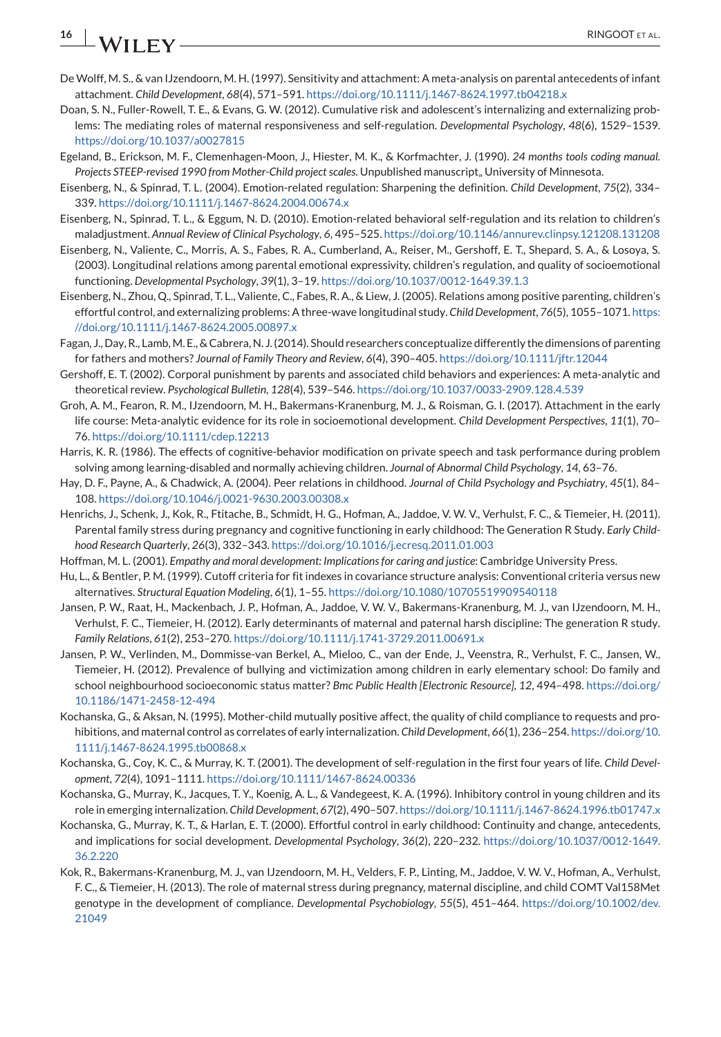De Wolff, M. S., & van IJzendoorn, M. H. (1997). Sensitivity and attachment: A meta-analysis on parental antecedents of infant attachment. *Child Development*, *68*(4), 571–591. https://doi.org/10.1111/j.1467-8624.1997.tb04218.x

Doan, S. N., Fuller-Rowell, T. E., & Evans, G. W. (2012). Cumulative risk and adolescent's internalizing and externalizing problems: The mediating roles of maternal responsiveness and self-regulation. *Developmental Psychology*, *48*(6), 1529–1539. https://doi.org/10.1037/a0027815

Egeland, B., Erickson, M. F., Clemenhagen-Moon, J., Hiester, M. K., & Korfmachter, J. (1990). *24 months tools coding manual. Projects STEEP-revised 1990 from Mother-Child project scales*. Unpublished manuscript„ University of Minnesota.

Eisenberg, N., & Spinrad, T. L. (2004). Emotion-related regulation: Sharpening the definition. *Child Development*, *75*(2), 334–339. https://doi.org/10.1111/j.1467-8624.2004.00674.x

Eisenberg, N., Spinrad, T. L., & Eggum, N. D. (2010). Emotion-related behavioral self-regulation and its relation to children's maladjustment. *Annual Review of Clinical Psychology*, *6*, 495–525. https://doi.org/10.1146/annurev.clinpsy.121208.131208

Eisenberg, N., Valiente, C., Morris, A. S., Fabes, R. A., Cumberland, A., Reiser, M., Gershoff, E. T., Shepard, S. A., & Losoya, S. (2003). Longitudinal relations among parental emotional expressivity, children's regulation, and quality of socioemotional functioning. *Developmental Psychology*, *39*(1), 3–19. https://doi.org/10.1037/0012-1649.39.1.3

Eisenberg, N., Zhou, Q., Spinrad, T. L., Valiente, C., Fabes, R. A., & Liew, J. (2005). Relations among positive parenting, children's effortful control, and externalizing problems: A three-wave longitudinal study. *Child Development*, *76*(5), 1055–1071. https://doi.org/10.1111/j.1467-8624.2005.00897.x

Fagan, J., Day, R., Lamb, M. E., & Cabrera, N. J. (2014). Should researchers conceptualize differently the dimensions of parenting for fathers and mothers? *Journal of Family Theory and Review*, *6*(4), 390–405. https://doi.org/10.1111/jftr.12044

Gershoff, E. T. (2002). Corporal punishment by parents and associated child behaviors and experiences: A meta-analytic and theoretical review. *Psychological Bulletin*, *128*(4), 539–546. https://doi.org/10.1037/0033-2909.128.4.539

Groh, A. M., Fearon, R. M., IJzendoorn, M. H., Bakermans-Kranenburg, M. J., & Roisman, G. I. (2017). Attachment in the early life course: Meta-analytic evidence for its role in socioemotional development. *Child Development Perspectives*, *11*(1), 70–76. https://doi.org/10.1111/cdep.12213

Harris, K. R. (1986). The effects of cognitive-behavior modification on private speech and task performance during problem solving among learning-disabled and normally achieving children. *Journal of Abnormal Child Psychology*, *14*, 63–76.

Hay, D. F., Payne, A., & Chadwick, A. (2004). Peer relations in childhood. *Journal of Child Psychology and Psychiatry*, *45*(1), 84–108. https://doi.org/10.1046/j.0021-9630.2003.00308.x

Henrichs, J., Schenk, J., Kok, R., Ftitache, B., Schmidt, H. G., Hofman, A., Jaddoe, V. W. V., Verhulst, F. C., & Tiemeier, H. (2011). Parental family stress during pregnancy and cognitive functioning in early childhood: The Generation R Study. *Early Childhood Research Quarterly*, *26*(3), 332–343. https://doi.org/10.1016/j.ecresq.2011.01.003

Hoffman, M. L. (2001). *Empathy and moral development: Implications for caring and justice*: Cambridge University Press.

Hu, L., & Bentler, P. M. (1999). Cutoff criteria for fit indexes in covariance structure analysis: Conventional criteria versus new alternatives. *Structural Equation Modeling*, *6*(1), 1–55. https://doi.org/10.1080/10705519909540118

Jansen, P. W., Raat, H., Mackenbach, J. P., Hofman, A., Jaddoe, V. W. V., Bakermans-Kranenburg, M. J., van IJzendoorn, M. H., Verhulst, F. C., Tiemeier, H. (2012). Early determinants of maternal and paternal harsh discipline: The generation R study. *Family Relations*, *61*(2), 253–270. https://doi.org/10.1111/j.1741-3729.2011.00691.x

Jansen, P. W., Verlinden, M., Dommisse-van Berkel, A., Mieloo, C., van der Ende, J., Veenstra, R., Verhulst, F. C., Jansen, W., Tiemeier, H. (2012). Prevalence of bullying and victimization among children in early elementary school: Do family and school neighbourhood socioeconomic status matter? *Bmc Public Health [Electronic Resource]*, *12*, 494–498. https://doi.org/10.1186/1471-2458-12-494

Kochanska, G., & Aksan, N. (1995). Mother-child mutually positive affect, the quality of child compliance to requests and prohibitions, and maternal control as correlates of early internalization. *Child Development*, *66*(1), 236–254. https://doi.org/10.1111/j.1467-8624.1995.tb00868.x

Kochanska, G., Coy, K. C., & Murray, K. T. (2001). The development of self-regulation in the first four years of life. *Child Development*, *72*(4), 1091–1111. https://doi.org/10.1111/1467-8624.00336

Kochanska, G., Murray, K., Jacques, T. Y., Koenig, A. L., & Vandegeest, K. A. (1996). Inhibitory control in young children and its role in emerging internalization. *Child Development*, *67*(2), 490–507. https://doi.org/10.1111/j.1467-8624.1996.tb01747.x

Kochanska, G., Murray, K. T., & Harlan, E. T. (2000). Effortful control in early childhood: Continuity and change, antecedents, and implications for social development. *Developmental Psychology*, *36*(2), 220–232. https://doi.org/10.1037/0012-1649.36.2.220

Kok, R., Bakermans-Kranenburg, M. J., van IJzendoorn, M. H., Velders, F. P., Linting, M., Jaddoe, V. W. V., Hofman, A., Verhulst, F. C., & Tiemeier, H. (2013). The role of maternal stress during pregnancy, maternal discipline, and child COMT Val158Met genotype in the development of compliance. *Developmental Psychobiology*, *55*(5), 451–464. https://doi.org/10.1002/dev.21049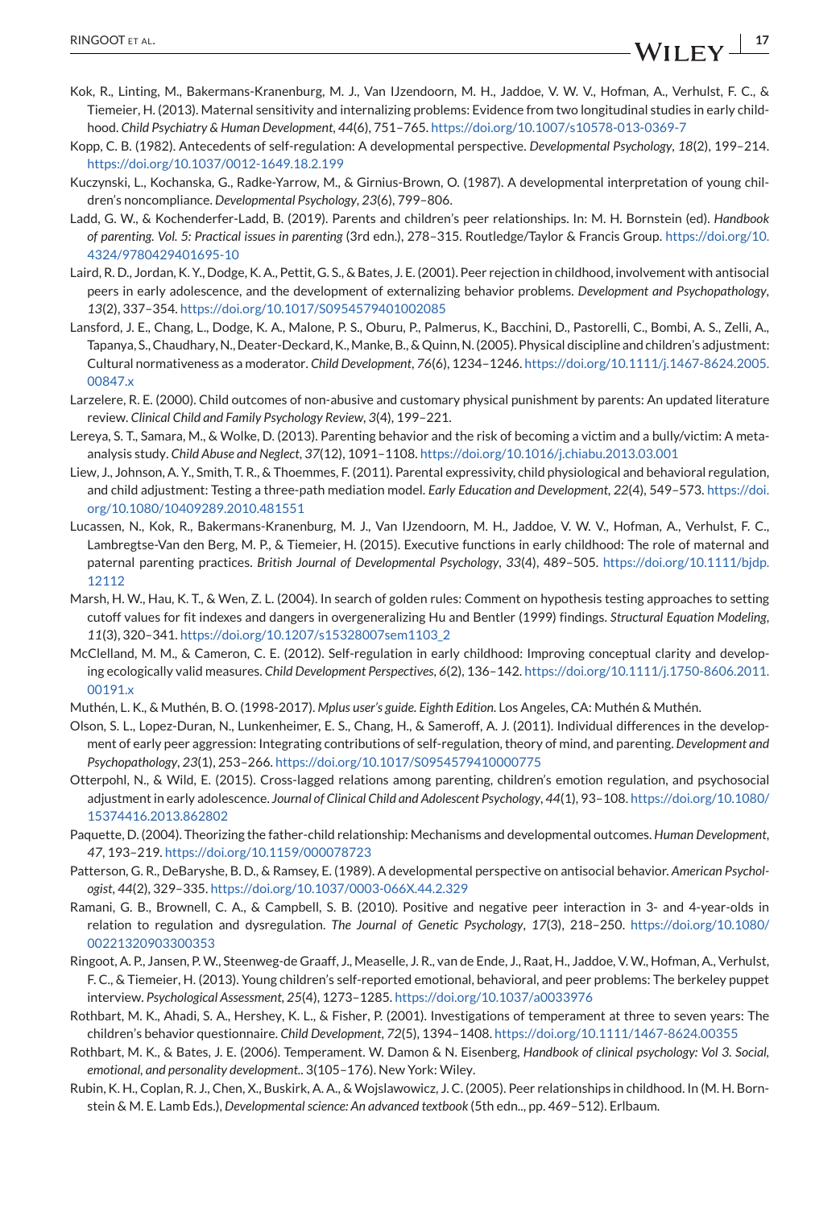Kok, R., Linting, M., Bakermans-Kranenburg, M. J., Van IJzendoorn, M. H., Jaddoe, V. W. V., Hofman, A., Verhulst, F. C., & Tiemeier, H. (2013). Maternal sensitivity and internalizing problems: Evidence from two longitudinal studies in early childhood. *Child Psychiatry & Human Development*, *44*(6), 751–765. https://doi.org/10.1007/s10578-013-0369-7

Kopp, C. B. (1982). Antecedents of self-regulation: A developmental perspective. *Developmental Psychology*, *18*(2), 199–214. https://doi.org/10.1037/0012-1649.18.2.199

Kuczynski, L., Kochanska, G., Radke-Yarrow, M., & Girnius-Brown, O. (1987). A developmental interpretation of young children's noncompliance. *Developmental Psychology*, *23*(6), 799–806.

Ladd, G. W., & Kochenderfer-Ladd, B. (2019). Parents and children's peer relationships. In: M. H. Bornstein (ed). *Handbook of parenting. Vol. 5: Practical issues in parenting* (3rd edn.), 278–315. Routledge/Taylor & Francis Group. https://doi.org/10.4324/9780429401695-10

Laird, R. D., Jordan, K. Y., Dodge, K. A., Pettit, G. S., & Bates, J. E. (2001). Peer rejection in childhood, involvement with antisocial peers in early adolescence, and the development of externalizing behavior problems. *Development and Psychopathology*, *13*(2), 337–354. https://doi.org/10.1017/S0954579401002085

Lansford, J. E., Chang, L., Dodge, K. A., Malone, P. S., Oburu, P., Palmerus, K., Bacchini, D., Pastorelli, C., Bombi, A. S., Zelli, A., Tapanya, S., Chaudhary, N., Deater-Deckard, K., Manke, B., & Quinn, N. (2005). Physical discipline and children's adjustment: Cultural normativeness as a moderator. *Child Development*, *76*(6), 1234–1246. https://doi.org/10.1111/j.1467-8624.2005.00847.x

Larzelere, R. E. (2000). Child outcomes of non-abusive and customary physical punishment by parents: An updated literature review. *Clinical Child and Family Psychology Review*, *3*(4), 199–221.

Lereya, S. T., Samara, M., & Wolke, D. (2013). Parenting behavior and the risk of becoming a victim and a bully/victim: A meta-analysis study. *Child Abuse and Neglect*, *37*(12), 1091–1108. https://doi.org/10.1016/j.chiabu.2013.03.001

Liew, J., Johnson, A. Y., Smith, T. R., & Thoemmes, F. (2011). Parental expressivity, child physiological and behavioral regulation, and child adjustment: Testing a three-path mediation model. *Early Education and Development*, *22*(4), 549–573. https://doi.org/10.1080/10409289.2010.481551

Lucassen, N., Kok, R., Bakermans-Kranenburg, M. J., Van IJzendoorn, M. H., Jaddoe, V. W. V., Hofman, A., Verhulst, F. C., Lambregtse-Van den Berg, M. P., & Tiemeier, H. (2015). Executive functions in early childhood: The role of maternal and paternal parenting practices. *British Journal of Developmental Psychology*, *33*(4), 489–505. https://doi.org/10.1111/bjdp.12112

Marsh, H. W., Hau, K. T., & Wen, Z. L. (2004). In search of golden rules: Comment on hypothesis testing approaches to setting cutoff values for fit indexes and dangers in overgeneralizing Hu and Bentler (1999) findings. *Structural Equation Modeling*, *11*(3), 320–341. https://doi.org/10.1207/s15328007sem1103_2

McClelland, M. M., & Cameron, C. E. (2012). Self-regulation in early childhood: Improving conceptual clarity and developing ecologically valid measures. *Child Development Perspectives*, *6*(2), 136–142. https://doi.org/10.1111/j.1750-8606.2011.00191.x

Muthén, L. K., & Muthén, B. O. (1998-2017). *Mplus user's guide. Eighth Edition*. Los Angeles, CA: Muthén & Muthén.

Olson, S. L., Lopez-Duran, N., Lunkenheimer, E. S., Chang, H., & Sameroff, A. J. (2011). Individual differences in the development of early peer aggression: Integrating contributions of self-regulation, theory of mind, and parenting. *Development and Psychopathology*, *23*(1), 253–266. https://doi.org/10.1017/S0954579410000775

Otterpohl, N., & Wild, E. (2015). Cross-lagged relations among parenting, children's emotion regulation, and psychosocial adjustment in early adolescence. *Journal of Clinical Child and Adolescent Psychology*, *44*(1), 93–108. https://doi.org/10.1080/15374416.2013.862802

Paquette, D. (2004). Theorizing the father-child relationship: Mechanisms and developmental outcomes. *Human Development*, *47*, 193–219. https://doi.org/10.1159/000078723

Patterson, G. R., DeBaryshe, B. D., & Ramsey, E. (1989). A developmental perspective on antisocial behavior. *American Psychologist*, *44*(2), 329–335. https://doi.org/10.1037/0003-066X.44.2.329

Ramani, G. B., Brownell, C. A., & Campbell, S. B. (2010). Positive and negative peer interaction in 3- and 4-year-olds in relation to regulation and dysregulation. *The Journal of Genetic Psychology*, *17*(3), 218–250. https://doi.org/10.1080/00221320903300353

Ringoot, A. P., Jansen, P. W., Steenweg-de Graaff, J., Measelle, J. R., van de Ende, J., Raat, H., Jaddoe, V. W., Hofman, A., Verhulst, F. C., & Tiemeier, H. (2013). Young children's self-reported emotional, behavioral, and peer problems: The berkeley puppet interview. *Psychological Assessment*, *25*(4), 1273–1285. https://doi.org/10.1037/a0033976

Rothbart, M. K., Ahadi, S. A., Hershey, K. L., & Fisher, P. (2001). Investigations of temperament at three to seven years: The children's behavior questionnaire. *Child Development*, *72*(5), 1394–1408. https://doi.org/10.1111/1467-8624.00355

Rothbart, M. K., & Bates, J. E. (2006). Temperament. W. Damon & N. Eisenberg, *Handbook of clinical psychology: Vol 3. Social, emotional, and personality development.*. 3(105–176). New York: Wiley.

Rubin, K. H., Coplan, R. J., Chen, X., Buskirk, A. A., & Wojslawowicz, J. C. (2005). Peer relationships in childhood. In (M. H. Bornstein & M. E. Lamb Eds.), *Developmental science: An advanced textbook* (5th edn.., pp. 469–512). Erlbaum.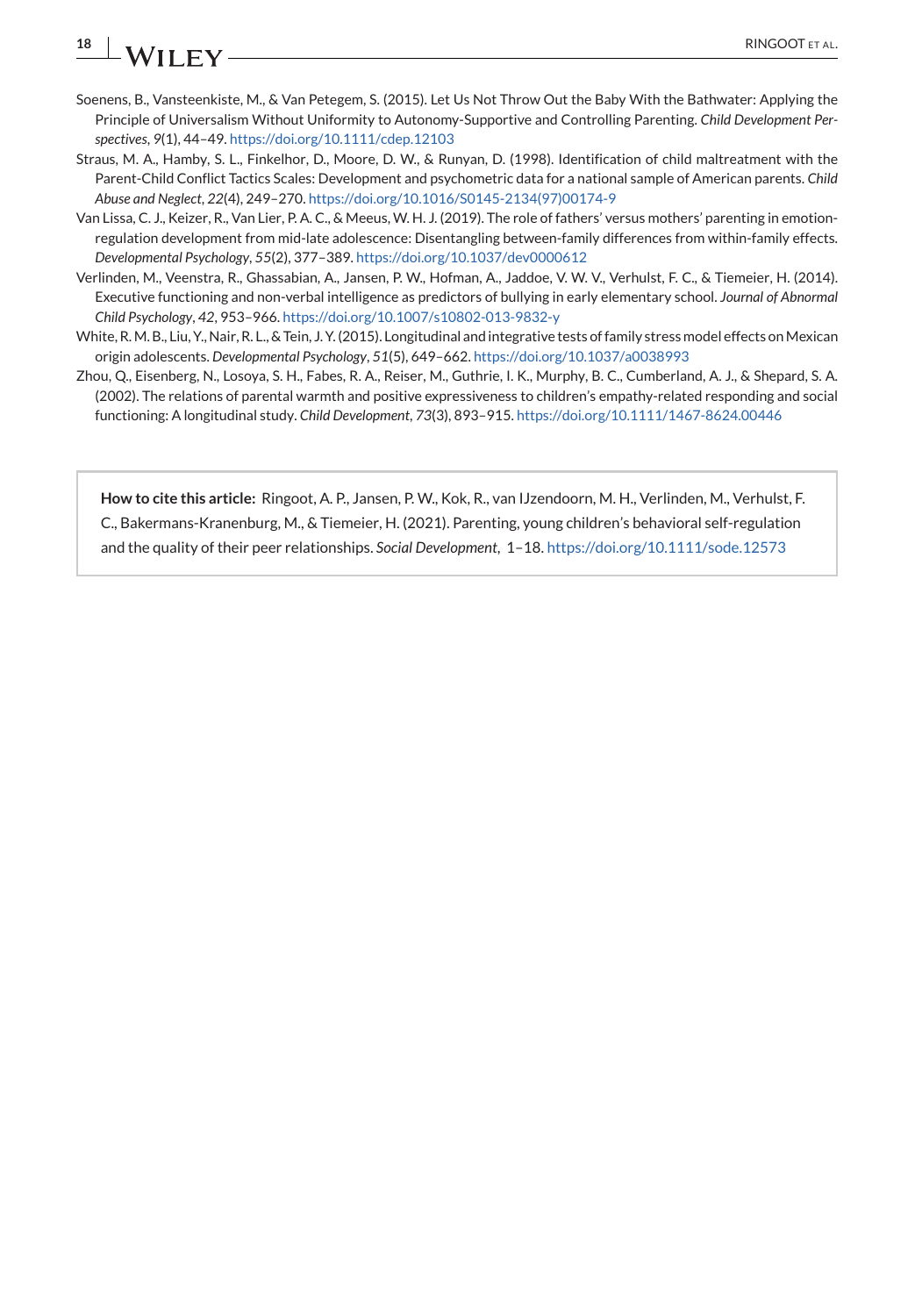Soenens, B., Vansteenkiste, M., & Van Petegem, S. (2015). Let Us Not Throw Out the Baby With the Bathwater: Applying the Principle of Universalism Without Uniformity to Autonomy-Supportive and Controlling Parenting. *Child Development Perspectives*, *9*(1), 44–49. https://doi.org/10.1111/cdep.12103

Straus, M. A., Hamby, S. L., Finkelhor, D., Moore, D. W., & Runyan, D. (1998). Identification of child maltreatment with the Parent-Child Conflict Tactics Scales: Development and psychometric data for a national sample of American parents. *Child Abuse and Neglect*, *22*(4), 249–270. https://doi.org/10.1016/S0145-2134(97)00174-9

Van Lissa, C. J., Keizer, R., Van Lier, P. A. C., & Meeus, W. H. J. (2019). The role of fathers' versus mothers' parenting in emotion-regulation development from mid-late adolescence: Disentangling between-family differences from within-family effects. *Developmental Psychology*, *55*(2), 377–389. https://doi.org/10.1037/dev0000612

Verlinden, M., Veenstra, R., Ghassabian, A., Jansen, P. W., Hofman, A., Jaddoe, V. W. V., Verhulst, F. C., & Tiemeier, H. (2014). Executive functioning and non-verbal intelligence as predictors of bullying in early elementary school. *Journal of Abnormal Child Psychology*, *42*, 953–966. https://doi.org/10.1007/s10802-013-9832-y

White, R. M. B., Liu, Y., Nair, R. L., & Tein, J. Y. (2015). Longitudinal and integrative tests of family stress model effects on Mexican origin adolescents. *Developmental Psychology*, *51*(5), 649–662. https://doi.org/10.1037/a0038993

Zhou, Q., Eisenberg, N., Losoya, S. H., Fabes, R. A., Reiser, M., Guthrie, I. K., Murphy, B. C., Cumberland, A. J., & Shepard, S. A. (2002). The relations of parental warmth and positive expressiveness to children's empathy-related responding and social functioning: A longitudinal study. *Child Development*, *73*(3), 893–915. https://doi.org/10.1111/1467-8624.00446

**How to cite this article:** Ringoot, A. P., Jansen, P. W., Kok, R., van IJzendoorn, M. H., Verlinden, M., Verhulst, F. C., Bakermans-Kranenburg, M., & Tiemeier, H. (2021). Parenting, young children's behavioral self-regulation and the quality of their peer relationships. *Social Development*, 1–18. https://doi.org/10.1111/sode.12573